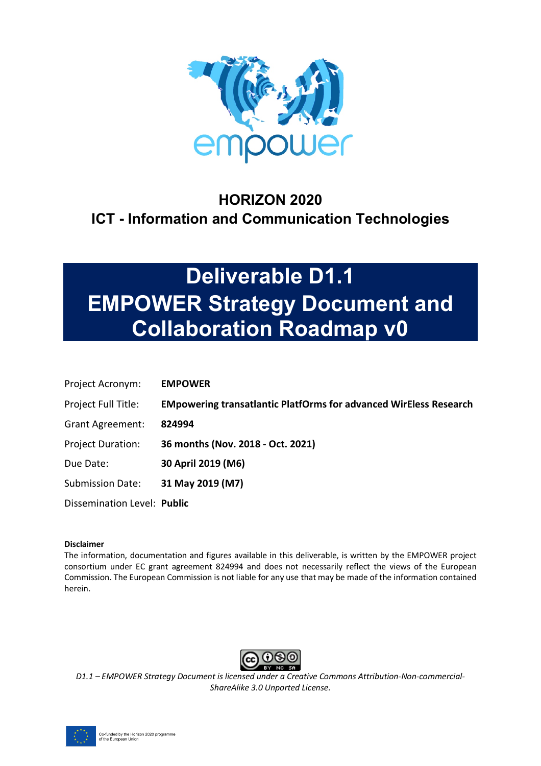empower

## HORIZON 2020
## ICT - Information and Communication Technologies

# Deliverable D1.1
# EMPOWER Strategy Document and Collaboration Roadmap v0

| | |
|---|---|
| Project Acronym: | **EMPOWER** |
| Project Full Title: | **EMpowering transatlantic PlatfOrms for advanced WirEless Research** |
| Grant Agreement: | **824994** |
| Project Duration: | **36 months (Nov. 2018 - Oct. 2021)** |
| Due Date: | **30 April 2019 (M6)** |
| Submission Date: | **31 May 2019 (M7)** |
| Dissemination Level: | **Public** |

**Disclaimer**
The information, documentation and figures available in this deliverable, is written by the EMPOWER project consortium under EC grant agreement 824994 and does not necessarily reflect the views of the European Commission. The European Commission is not liable for any use that may be made of the information contained herein.

*D1.1 – EMPOWER Strategy Document is licensed under a Creative Commons Attribution-Non-commercial-ShareAlike 3.0 Unported License.*

Co-funded by the Horizon 2020 programme of the European Union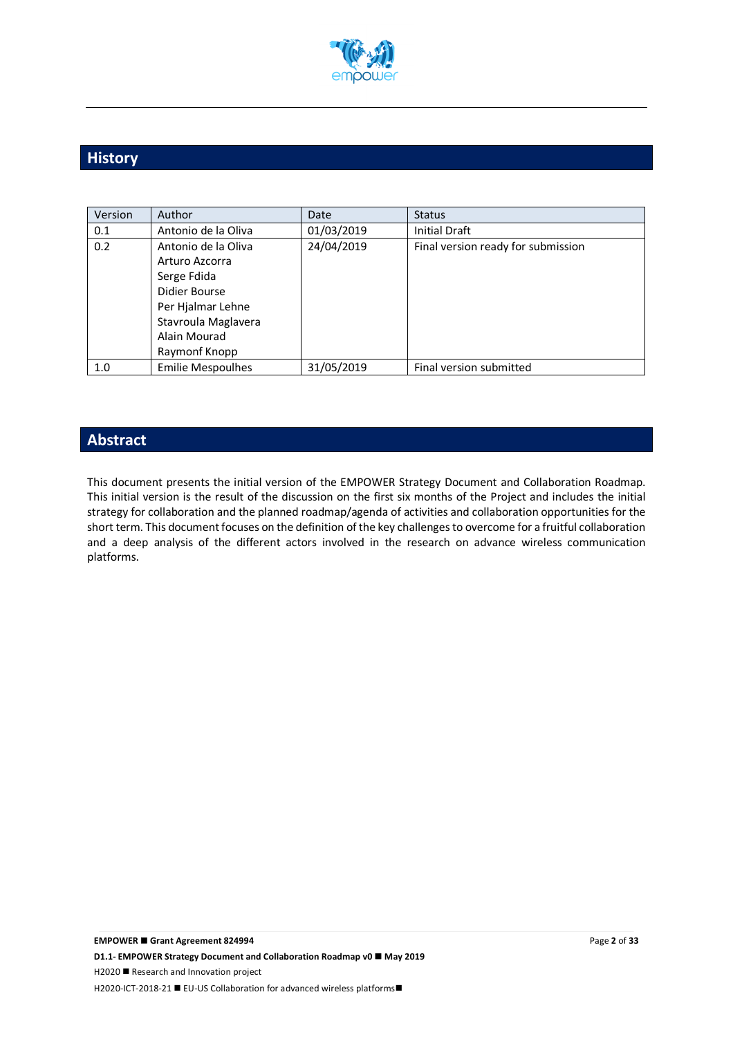## History

| Version | Author | Date | Status |
|---|---|---|---|
| 0.1 | Antonio de la Oliva | 01/03/2019 | Initial Draft |
| 0.2 | Antonio de la Oliva<br>Arturo Azcorra<br>Serge Fdida<br>Didier Bourse<br>Per Hjalmar Lehne<br>Stavroula Maglavera<br>Alain Mourad<br>Raymonf Knopp | 24/04/2019 | Final version ready for submission |
| 1.0 | Emilie Mespoulhes | 31/05/2019 | Final version submitted |

## Abstract

This document presents the initial version of the EMPOWER Strategy Document and Collaboration Roadmap. This initial version is the result of the discussion on the first six months of the Project and includes the initial strategy for collaboration and the planned roadmap/agenda of activities and collaboration opportunities for the short term. This document focuses on the definition of the key challenges to overcome for a fruitful collaboration and a deep analysis of the different actors involved in the research on advance wireless communication platforms.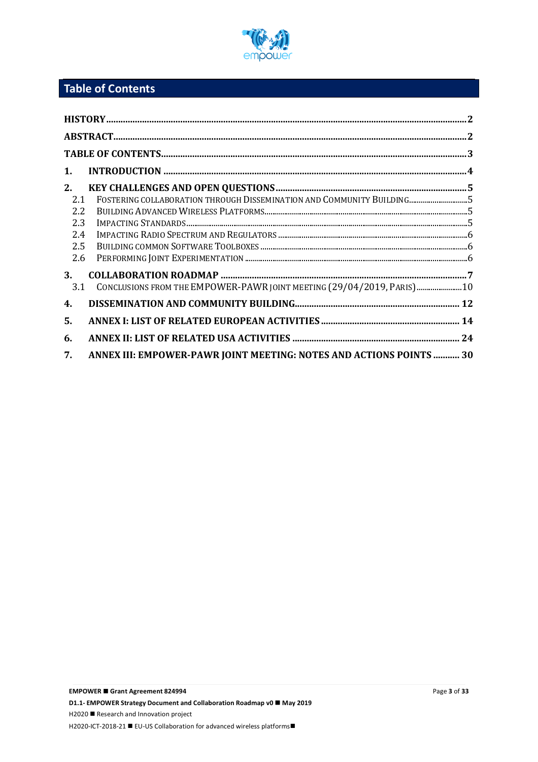## Table of Contents

HISTORY ..... 2

ABSTRACT ..... 2

TABLE OF CONTENTS ..... 3

1. INTRODUCTION ..... 4

2. KEY CHALLENGES AND OPEN QUESTIONS ..... 5
   - 2.1 FOSTERING COLLABORATION THROUGH DISSEMINATION AND COMMUNITY BUILDING ..... 5
   - 2.2 BUILDING ADVANCED WIRELESS PLATFORMS ..... 5
   - 2.3 IMPACTING STANDARDS ..... 5
   - 2.4 IMPACTING RADIO SPECTRUM AND REGULATORS ..... 6
   - 2.5 BUILDING COMMON SOFTWARE TOOLBOXES ..... 6
   - 2.6 PERFORMING JOINT EXPERIMENTATION ..... 6

3. COLLABORATION ROADMAP ..... 7
   - 3.1 CONCLUSIONS FROM THE EMPOWER-PAWR JOINT MEETING (29/04/2019, PARIS) ..... 10

4. DISSEMINATION AND COMMUNITY BUILDING ..... 12

5. ANNEX I: LIST OF RELATED EUROPEAN ACTIVITIES ..... 14

6. ANNEX II: LIST OF RELATED USA ACTIVITIES ..... 24

7. ANNEX III: EMPOWER-PAWR JOINT MEETING: NOTES AND ACTIONS POINTS ..... 30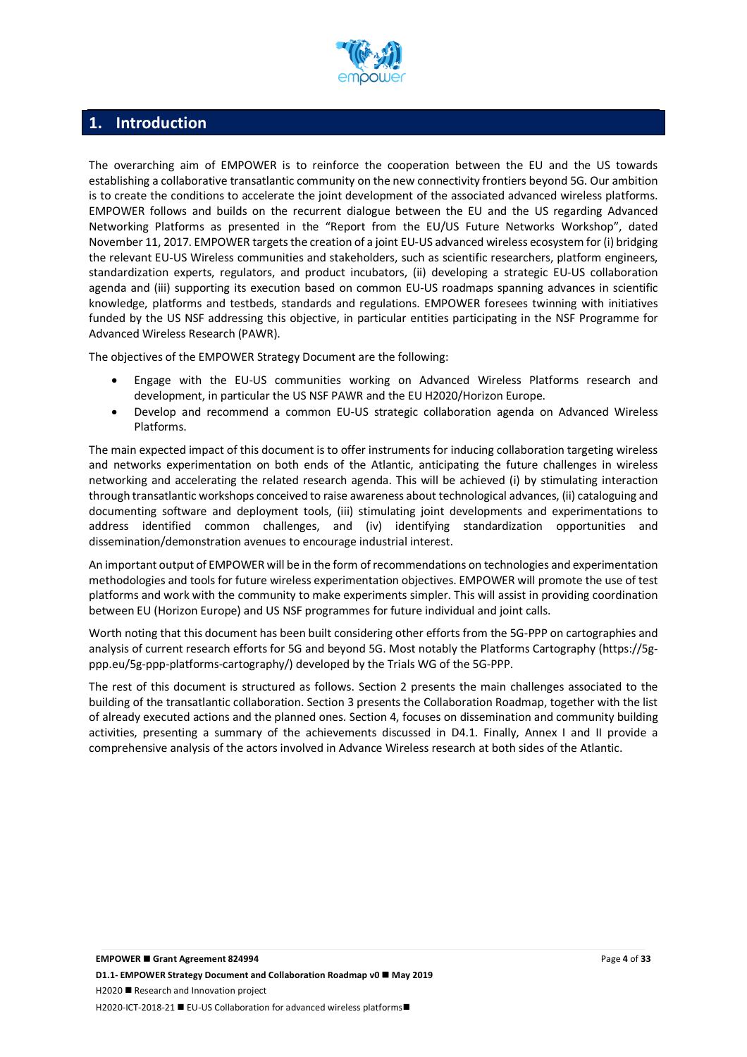# 1. Introduction

The overarching aim of EMPOWER is to reinforce the cooperation between the EU and the US towards establishing a collaborative transatlantic community on the new connectivity frontiers beyond 5G. Our ambition is to create the conditions to accelerate the joint development of the associated advanced wireless platforms. EMPOWER follows and builds on the recurrent dialogue between the EU and the US regarding Advanced Networking Platforms as presented in the "Report from the EU/US Future Networks Workshop", dated November 11, 2017. EMPOWER targets the creation of a joint EU-US advanced wireless ecosystem for (i) bridging the relevant EU-US Wireless communities and stakeholders, such as scientific researchers, platform engineers, standardization experts, regulators, and product incubators, (ii) developing a strategic EU-US collaboration agenda and (iii) supporting its execution based on common EU-US roadmaps spanning advances in scientific knowledge, platforms and testbeds, standards and regulations. EMPOWER foresees twinning with initiatives funded by the US NSF addressing this objective, in particular entities participating in the NSF Programme for Advanced Wireless Research (PAWR).

The objectives of the EMPOWER Strategy Document are the following:

- Engage with the EU-US communities working on Advanced Wireless Platforms research and development, in particular the US NSF PAWR and the EU H2020/Horizon Europe.
- Develop and recommend a common EU-US strategic collaboration agenda on Advanced Wireless Platforms.

The main expected impact of this document is to offer instruments for inducing collaboration targeting wireless and networks experimentation on both ends of the Atlantic, anticipating the future challenges in wireless networking and accelerating the related research agenda. This will be achieved (i) by stimulating interaction through transatlantic workshops conceived to raise awareness about technological advances, (ii) cataloguing and documenting software and deployment tools, (iii) stimulating joint developments and experimentations to address identified common challenges, and (iv) identifying standardization opportunities and dissemination/demonstration avenues to encourage industrial interest.

An important output of EMPOWER will be in the form of recommendations on technologies and experimentation methodologies and tools for future wireless experimentation objectives. EMPOWER will promote the use of test platforms and work with the community to make experiments simpler. This will assist in providing coordination between EU (Horizon Europe) and US NSF programmes for future individual and joint calls.

Worth noting that this document has been built considering other efforts from the 5G-PPP on cartographies and analysis of current research efforts for 5G and beyond 5G. Most notably the Platforms Cartography (https://5g-ppp.eu/5g-ppp-platforms-cartography/) developed by the Trials WG of the 5G-PPP.

The rest of this document is structured as follows. Section 2 presents the main challenges associated to the building of the transatlantic collaboration. Section 3 presents the Collaboration Roadmap, together with the list of already executed actions and the planned ones. Section 4, focuses on dissemination and community building activities, presenting a summary of the achievements discussed in D4.1. Finally, Annex I and II provide a comprehensive analysis of the actors involved in Advance Wireless research at both sides of the Atlantic.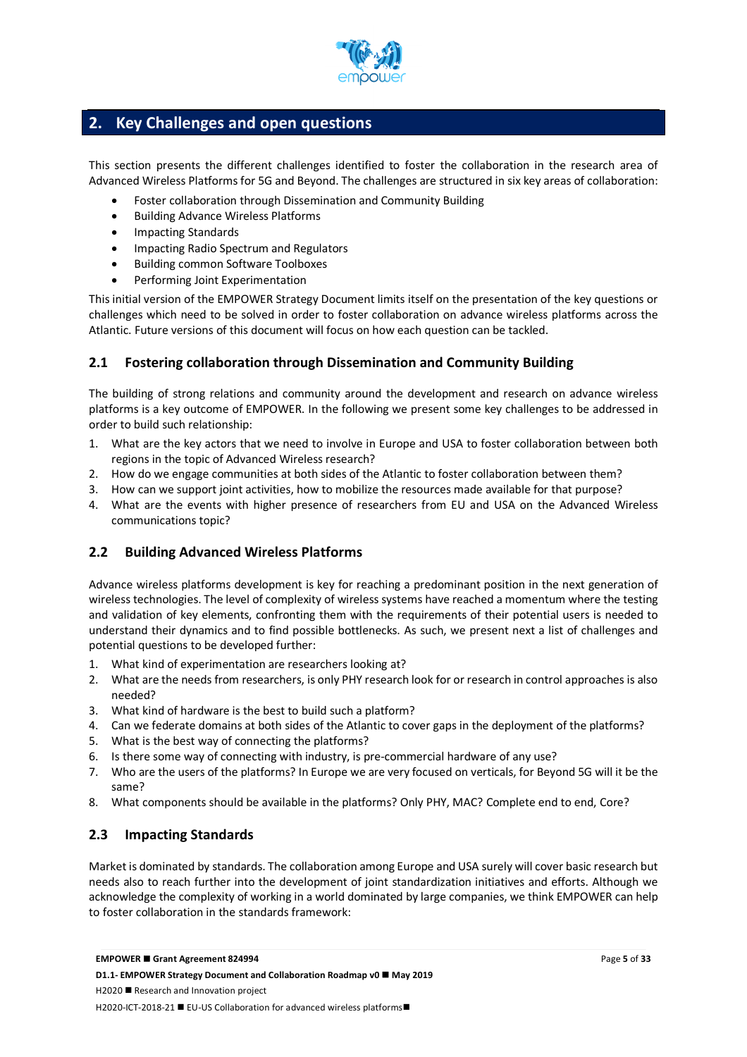## 2. Key Challenges and open questions

This section presents the different challenges identified to foster the collaboration in the research area of Advanced Wireless Platforms for 5G and Beyond. The challenges are structured in six key areas of collaboration:

- Foster collaboration through Dissemination and Community Building
- Building Advance Wireless Platforms
- Impacting Standards
- Impacting Radio Spectrum and Regulators
- Building common Software Toolboxes
- Performing Joint Experimentation

This initial version of the EMPOWER Strategy Document limits itself on the presentation of the key questions or challenges which need to be solved in order to foster collaboration on advance wireless platforms across the Atlantic. Future versions of this document will focus on how each question can be tackled.

### 2.1 Fostering collaboration through Dissemination and Community Building

The building of strong relations and community around the development and research on advance wireless platforms is a key outcome of EMPOWER. In the following we present some key challenges to be addressed in order to build such relationship:

1. What are the key actors that we need to involve in Europe and USA to foster collaboration between both regions in the topic of Advanced Wireless research?
2. How do we engage communities at both sides of the Atlantic to foster collaboration between them?
3. How can we support joint activities, how to mobilize the resources made available for that purpose?
4. What are the events with higher presence of researchers from EU and USA on the Advanced Wireless communications topic?

### 2.2 Building Advanced Wireless Platforms

Advance wireless platforms development is key for reaching a predominant position in the next generation of wireless technologies. The level of complexity of wireless systems have reached a momentum where the testing and validation of key elements, confronting them with the requirements of their potential users is needed to understand their dynamics and to find possible bottlenecks. As such, we present next a list of challenges and potential questions to be developed further:

1. What kind of experimentation are researchers looking at?
2. What are the needs from researchers, is only PHY research look for or research in control approaches is also needed?
3. What kind of hardware is the best to build such a platform?
4. Can we federate domains at both sides of the Atlantic to cover gaps in the deployment of the platforms?
5. What is the best way of connecting the platforms?
6. Is there some way of connecting with industry, is pre-commercial hardware of any use?
7. Who are the users of the platforms? In Europe we are very focused on verticals, for Beyond 5G will it be the same?
8. What components should be available in the platforms? Only PHY, MAC? Complete end to end, Core?

### 2.3 Impacting Standards

Market is dominated by standards. The collaboration among Europe and USA surely will cover basic research but needs also to reach further into the development of joint standardization initiatives and efforts. Although we acknowledge the complexity of working in a world dominated by large companies, we think EMPOWER can help to foster collaboration in the standards framework: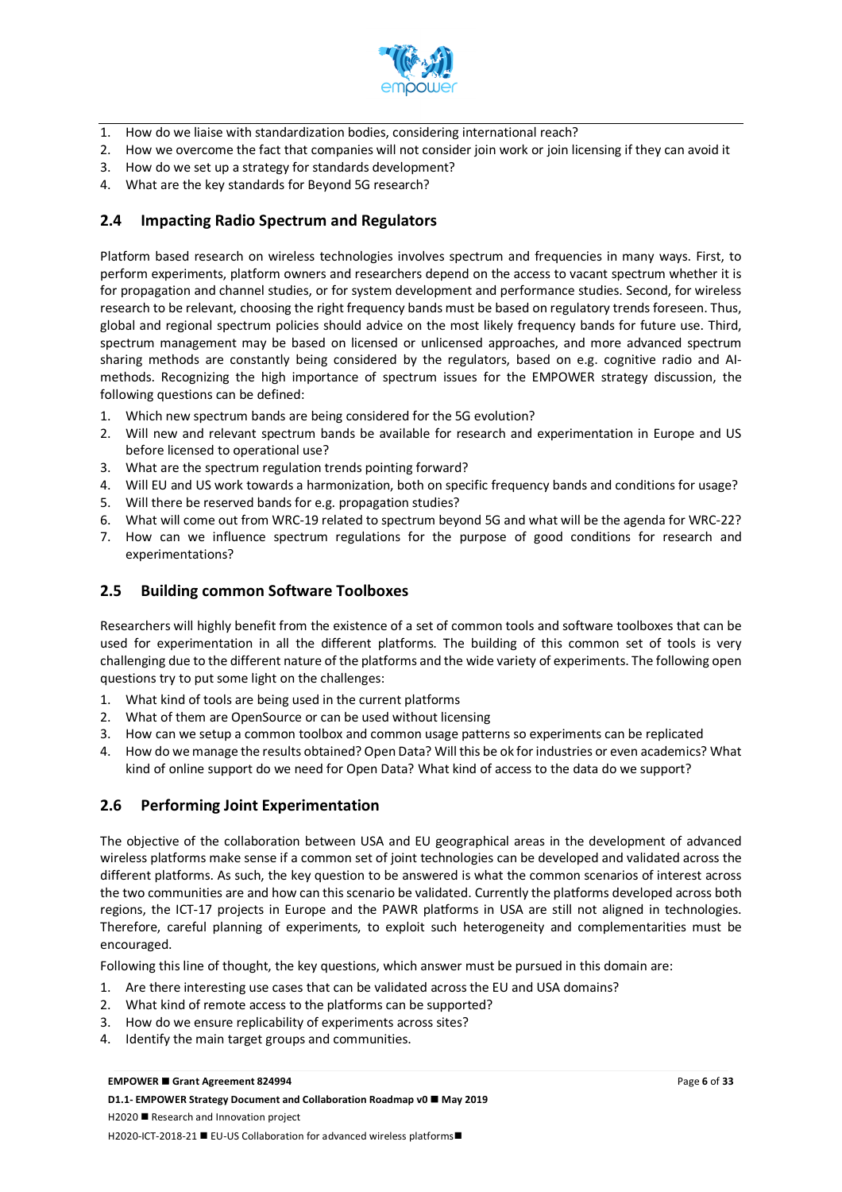1. How do we liaise with standardization bodies, considering international reach?
2. How we overcome the fact that companies will not consider join work or join licensing if they can avoid it
3. How do we set up a strategy for standards development?
4. What are the key standards for Beyond 5G research?

## 2.4 Impacting Radio Spectrum and Regulators

Platform based research on wireless technologies involves spectrum and frequencies in many ways. First, to perform experiments, platform owners and researchers depend on the access to vacant spectrum whether it is for propagation and channel studies, or for system development and performance studies. Second, for wireless research to be relevant, choosing the right frequency bands must be based on regulatory trends foreseen. Thus, global and regional spectrum policies should advice on the most likely frequency bands for future use. Third, spectrum management may be based on licensed or unlicensed approaches, and more advanced spectrum sharing methods are constantly being considered by the regulators, based on e.g. cognitive radio and AI-methods. Recognizing the high importance of spectrum issues for the EMPOWER strategy discussion, the following questions can be defined:

1. Which new spectrum bands are being considered for the 5G evolution?
2. Will new and relevant spectrum bands be available for research and experimentation in Europe and US before licensed to operational use?
3. What are the spectrum regulation trends pointing forward?
4. Will EU and US work towards a harmonization, both on specific frequency bands and conditions for usage?
5. Will there be reserved bands for e.g. propagation studies?
6. What will come out from WRC-19 related to spectrum beyond 5G and what will be the agenda for WRC-22?
7. How can we influence spectrum regulations for the purpose of good conditions for research and experimentations?

## 2.5 Building common Software Toolboxes

Researchers will highly benefit from the existence of a set of common tools and software toolboxes that can be used for experimentation in all the different platforms. The building of this common set of tools is very challenging due to the different nature of the platforms and the wide variety of experiments. The following open questions try to put some light on the challenges:

1. What kind of tools are being used in the current platforms
2. What of them are OpenSource or can be used without licensing
3. How can we setup a common toolbox and common usage patterns so experiments can be replicated
4. How do we manage the results obtained? Open Data? Will this be ok for industries or even academics? What kind of online support do we need for Open Data? What kind of access to the data do we support?

## 2.6 Performing Joint Experimentation

The objective of the collaboration between USA and EU geographical areas in the development of advanced wireless platforms make sense if a common set of joint technologies can be developed and validated across the different platforms. As such, the key question to be answered is what the common scenarios of interest across the two communities are and how can this scenario be validated. Currently the platforms developed across both regions, the ICT-17 projects in Europe and the PAWR platforms in USA are still not aligned in technologies. Therefore, careful planning of experiments, to exploit such heterogeneity and complementarities must be encouraged.

Following this line of thought, the key questions, which answer must be pursued in this domain are:

1. Are there interesting use cases that can be validated across the EU and USA domains?
2. What kind of remote access to the platforms can be supported?
3. How do we ensure replicability of experiments across sites?
4. Identify the main target groups and communities.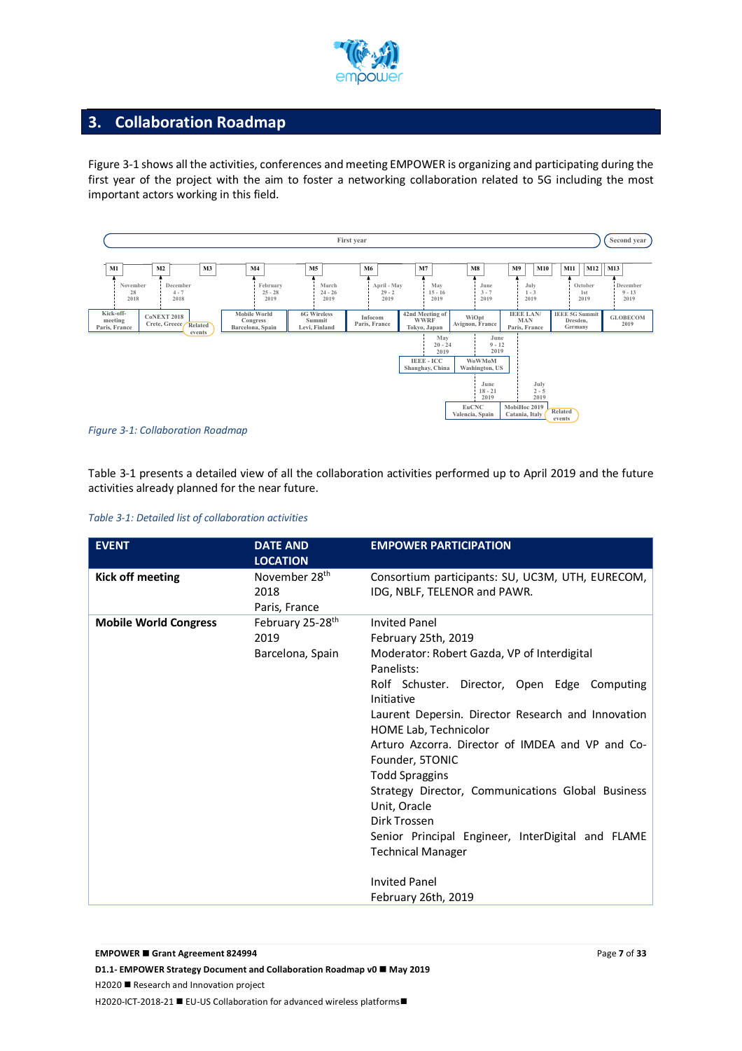## 3. Collaboration Roadmap

Figure 3-1 shows all the activities, conferences and meeting EMPOWER is organizing and participating during the first year of the project with the aim to foster a networking collaboration related to 5G including the most important actors working in this field.

*Figure 3-1: Collaboration Roadmap*

Table 3-1 presents a detailed view of all the collaboration activities performed up to April 2019 and the future activities already planned for the near future.

*Table 3-1: Detailed list of collaboration activities*

| EVENT | DATE AND LOCATION | EMPOWER PARTICIPATION |
|---|---|---|
| **Kick off meeting** | November 28th 2018<br>Paris, France | Consortium participants: SU, UC3M, UTH, EURECOM, IDG, NBLF, TELENOR and PAWR. |
| **Mobile World Congress** | February 25-28th 2019<br>Barcelona, Spain | Invited Panel<br>February 25th, 2019<br>Moderator: Robert Gazda, VP of Interdigital<br>Panelists:<br>Rolf Schuster. Director, Open Edge Computing Initiative<br>Laurent Depersin. Director Research and Innovation HOME Lab, Technicolor<br>Arturo Azcorra. Director of IMDEA and VP and Co-Founder, 5TONIC<br>Todd Spraggins<br>Strategy Director, Communications Global Business Unit, Oracle<br>Dirk Trossen<br>Senior Principal Engineer, InterDigital and FLAME Technical Manager<br><br>Invited Panel<br>February 26th, 2019 |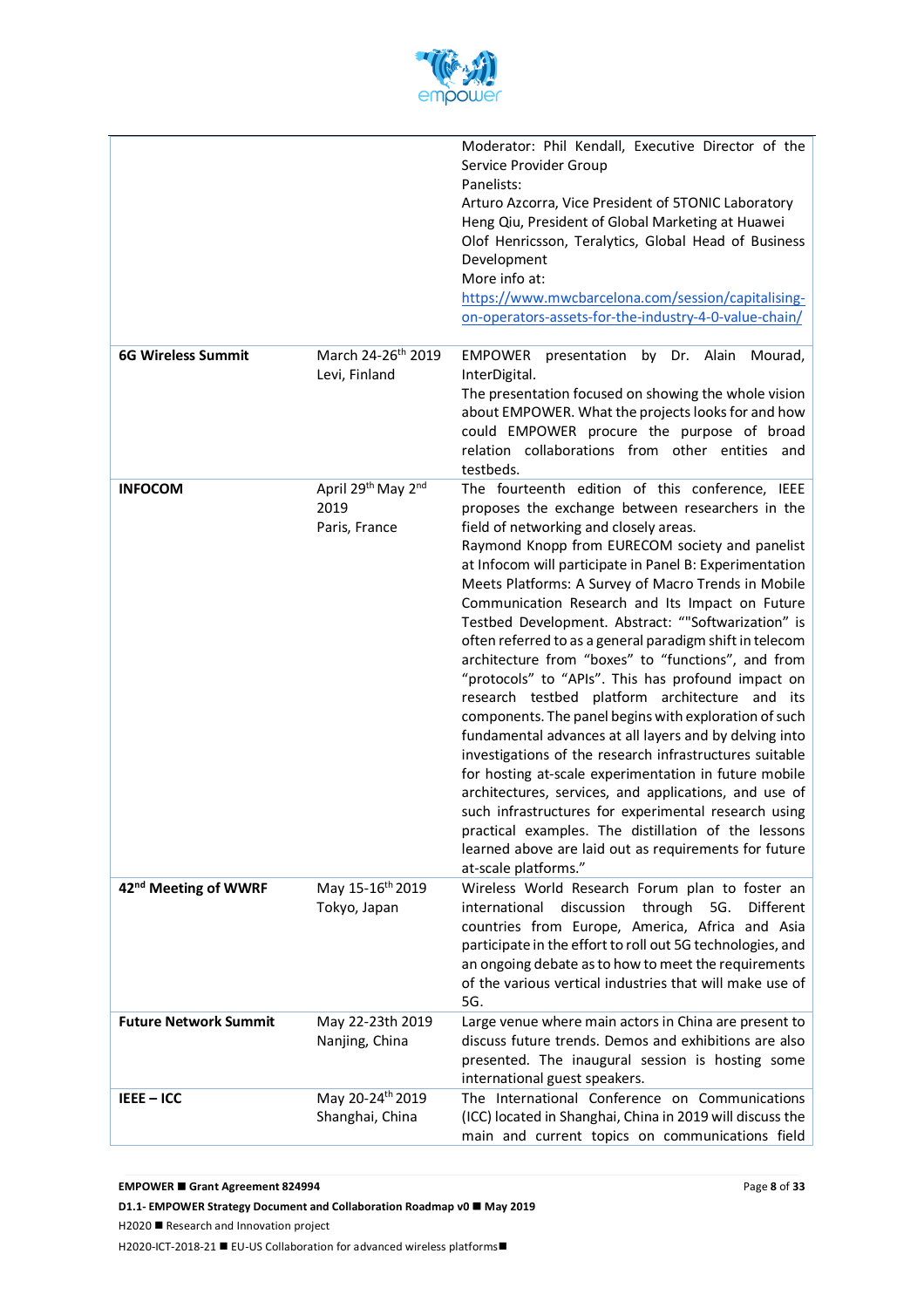| | | |
|---|---|---|
| | | Moderator: Phil Kendall, Executive Director of the Service Provider Group<br>Panelists:<br>Arturo Azcorra, Vice President of 5TONIC Laboratory<br>Heng Qiu, President of Global Marketing at Huawei<br>Olof Henricsson, Teralytics, Global Head of Business Development<br>More info at:<br>https://www.mwcbarcelona.com/session/capitalising-on-operators-assets-for-the-industry-4-0-value-chain/ |
| **6G Wireless Summit** | March 24-26th 2019<br>Levi, Finland | EMPOWER presentation by Dr. Alain Mourad, InterDigital.<br>The presentation focused on showing the whole vision about EMPOWER. What the projects looks for and how could EMPOWER procure the purpose of broad relation collaborations from other entities and testbeds. |
| **INFOCOM** | April 29th May 2nd 2019<br>Paris, France | The fourteenth edition of this conference, IEEE proposes the exchange between researchers in the field of networking and closely areas.<br>Raymond Knopp from EURECOM society and panelist at Infocom will participate in Panel B: Experimentation Meets Platforms: A Survey of Macro Trends in Mobile Communication Research and Its Impact on Future Testbed Development. Abstract: ""Softwarization" is often referred to as a general paradigm shift in telecom architecture from "boxes" to "functions", and from "protocols" to "APIs". This has profound impact on research testbed platform architecture and its components. The panel begins with exploration of such fundamental advances at all layers and by delving into investigations of the research infrastructures suitable for hosting at-scale experimentation in future mobile architectures, services, and applications, and use of such infrastructures for experimental research using practical examples. The distillation of the lessons learned above are laid out as requirements for future at-scale platforms." |
| **42nd Meeting of WWRF** | May 15-16th 2019<br>Tokyo, Japan | Wireless World Research Forum plan to foster an international discussion through 5G. Different countries from Europe, America, Africa and Asia participate in the effort to roll out 5G technologies, and an ongoing debate as to how to meet the requirements of the various vertical industries that will make use of 5G. |
| **Future Network Summit** | May 22-23th 2019<br>Nanjing, China | Large venue where main actors in China are present to discuss future trends. Demos and exhibitions are also presented. The inaugural session is hosting some international guest speakers. |
| **IEEE – ICC** | May 20-24th 2019<br>Shanghai, China | The International Conference on Communications (ICC) located in Shanghai, China in 2019 will discuss the main and current topics on communications field |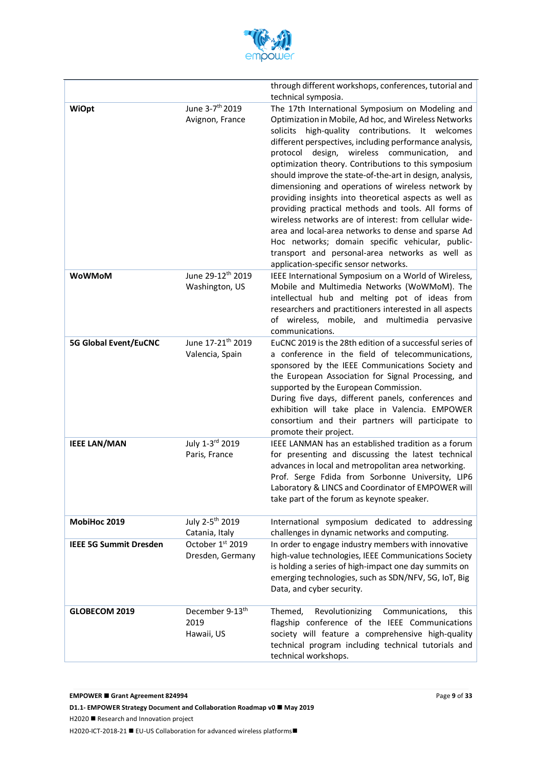| | | |
|---|---|---|
| | | through different workshops, conferences, tutorial and technical symposia. |
| **WiOpt** | June 3-7th 2019 Avignon, France | The 17th International Symposium on Modeling and Optimization in Mobile, Ad hoc, and Wireless Networks solicits high-quality contributions. It welcomes different perspectives, including performance analysis, protocol design, wireless communication, and optimization theory. Contributions to this symposium should improve the state-of-the-art in design, analysis, dimensioning and operations of wireless network by providing insights into theoretical aspects as well as providing practical methods and tools. All forms of wireless networks are of interest: from cellular wide-area and local-area networks to dense and sparse Ad Hoc networks; domain specific vehicular, public-transport and personal-area networks as well as application-specific sensor networks. |
| **WoWMoM** | June 29-12th 2019 Washington, US | IEEE International Symposium on a World of Wireless, Mobile and Multimedia Networks (WoWMoM). The intellectual hub and melting pot of ideas from researchers and practitioners interested in all aspects of wireless, mobile, and multimedia pervasive communications. |
| **5G Global Event/EuCNC** | June 17-21th 2019 Valencia, Spain | EuCNC 2019 is the 28th edition of a successful series of a conference in the field of telecommunications, sponsored by the IEEE Communications Society and the European Association for Signal Processing, and supported by the European Commission.<br>During five days, different panels, conferences and exhibition will take place in Valencia. EMPOWER consortium and their partners will participate to promote their project. |
| **IEEE LAN/MAN** | July 1-3rd 2019 Paris, France | IEEE LANMAN has an established tradition as a forum for presenting and discussing the latest technical advances in local and metropolitan area networking. Prof. Serge Fdida from Sorbonne University, LIP6 Laboratory & LINCS and Coordinator of EMPOWER will take part of the forum as keynote speaker. |
| **MobiHoc 2019** | July 2-5th 2019 Catania, Italy | International symposium dedicated to addressing challenges in dynamic networks and computing. |
| **IEEE 5G Summit Dresden** | October 1st 2019 Dresden, Germany | In order to engage industry members with innovative high-value technologies, IEEE Communications Society is holding a series of high-impact one day summits on emerging technologies, such as SDN/NFV, 5G, IoT, Big Data, and cyber security. |
| **GLOBECOM 2019** | December 9-13th 2019 Hawaii, US | Themed, Revolutionizing Communications, this flagship conference of the IEEE Communications society will feature a comprehensive high-quality technical program including technical tutorials and technical workshops. |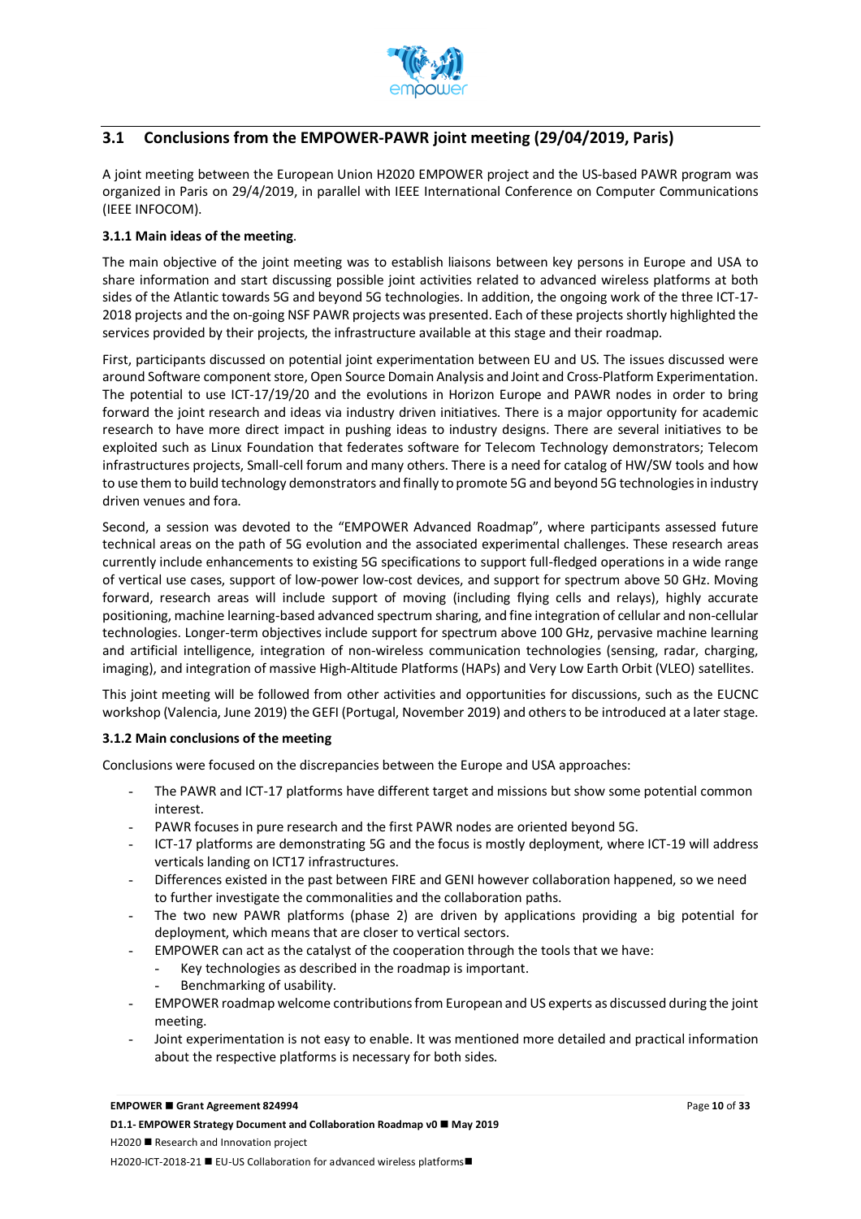## 3.1 Conclusions from the EMPOWER-PAWR joint meeting (29/04/2019, Paris)

A joint meeting between the European Union H2020 EMPOWER project and the US-based PAWR program was organized in Paris on 29/4/2019, in parallel with IEEE International Conference on Computer Communications (IEEE INFOCOM).

### 3.1.1 Main ideas of the meeting.

The main objective of the joint meeting was to establish liaisons between key persons in Europe and USA to share information and start discussing possible joint activities related to advanced wireless platforms at both sides of the Atlantic towards 5G and beyond 5G technologies. In addition, the ongoing work of the three ICT-17-2018 projects and the on-going NSF PAWR projects was presented. Each of these projects shortly highlighted the services provided by their projects, the infrastructure available at this stage and their roadmap.

First, participants discussed on potential joint experimentation between EU and US. The issues discussed were around Software component store, Open Source Domain Analysis and Joint and Cross-Platform Experimentation. The potential to use ICT-17/19/20 and the evolutions in Horizon Europe and PAWR nodes in order to bring forward the joint research and ideas via industry driven initiatives. There is a major opportunity for academic research to have more direct impact in pushing ideas to industry designs. There are several initiatives to be exploited such as Linux Foundation that federates software for Telecom Technology demonstrators; Telecom infrastructures projects, Small-cell forum and many others. There is a need for catalog of HW/SW tools and how to use them to build technology demonstrators and finally to promote 5G and beyond 5G technologies in industry driven venues and fora.

Second, a session was devoted to the "EMPOWER Advanced Roadmap", where participants assessed future technical areas on the path of 5G evolution and the associated experimental challenges. These research areas currently include enhancements to existing 5G specifications to support full-fledged operations in a wide range of vertical use cases, support of low-power low-cost devices, and support for spectrum above 50 GHz. Moving forward, research areas will include support of moving (including flying cells and relays), highly accurate positioning, machine learning-based advanced spectrum sharing, and fine integration of cellular and non-cellular technologies. Longer-term objectives include support for spectrum above 100 GHz, pervasive machine learning and artificial intelligence, integration of non-wireless communication technologies (sensing, radar, charging, imaging), and integration of massive High-Altitude Platforms (HAPs) and Very Low Earth Orbit (VLEO) satellites.

This joint meeting will be followed from other activities and opportunities for discussions, such as the EUCNC workshop (Valencia, June 2019) the GEFI (Portugal, November 2019) and others to be introduced at a later stage.

### 3.1.2 Main conclusions of the meeting

Conclusions were focused on the discrepancies between the Europe and USA approaches:

- The PAWR and ICT-17 platforms have different target and missions but show some potential common interest.
- PAWR focuses in pure research and the first PAWR nodes are oriented beyond 5G.
- ICT-17 platforms are demonstrating 5G and the focus is mostly deployment, where ICT-19 will address verticals landing on ICT17 infrastructures.
- Differences existed in the past between FIRE and GENI however collaboration happened, so we need to further investigate the commonalities and the collaboration paths.
- The two new PAWR platforms (phase 2) are driven by applications providing a big potential for deployment, which means that are closer to vertical sectors.
- EMPOWER can act as the catalyst of the cooperation through the tools that we have:
  - Key technologies as described in the roadmap is important.
  - Benchmarking of usability.
- EMPOWER roadmap welcome contributions from European and US experts as discussed during the joint meeting.
- Joint experimentation is not easy to enable. It was mentioned more detailed and practical information about the respective platforms is necessary for both sides.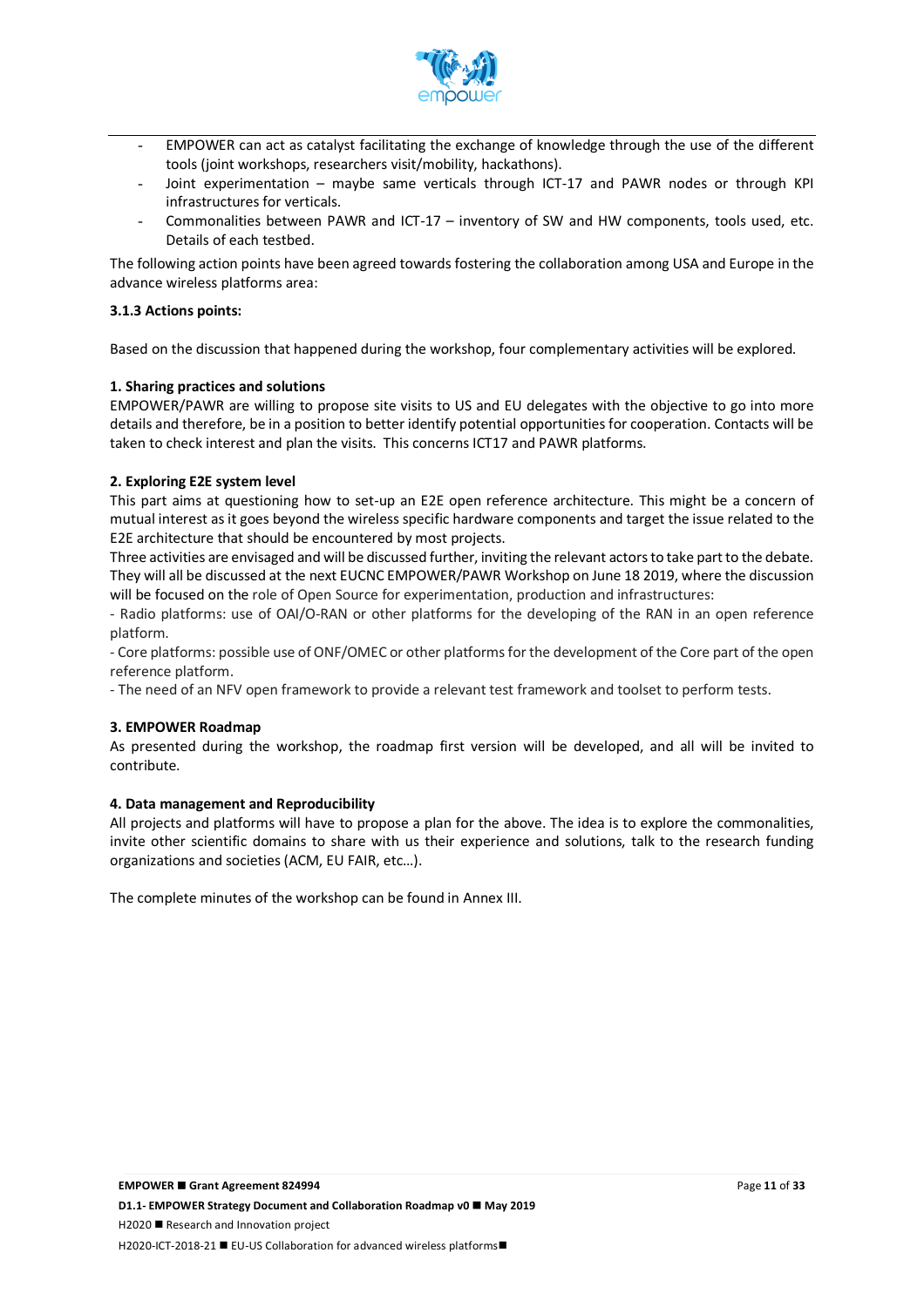- EMPOWER can act as catalyst facilitating the exchange of knowledge through the use of the different tools (joint workshops, researchers visit/mobility, hackathons).
- Joint experimentation – maybe same verticals through ICT-17 and PAWR nodes or through KPI infrastructures for verticals.
- Commonalities between PAWR and ICT-17 – inventory of SW and HW components, tools used, etc. Details of each testbed.

The following action points have been agreed towards fostering the collaboration among USA and Europe in the advance wireless platforms area:

### 3.1.3 Actions points:

Based on the discussion that happened during the workshop, four complementary activities will be explored.

**1. Sharing practices and solutions**

EMPOWER/PAWR are willing to propose site visits to US and EU delegates with the objective to go into more details and therefore, be in a position to better identify potential opportunities for cooperation. Contacts will be taken to check interest and plan the visits. This concerns ICT17 and PAWR platforms.

**2. Exploring E2E system level**

This part aims at questioning how to set-up an E2E open reference architecture. This might be a concern of mutual interest as it goes beyond the wireless specific hardware components and target the issue related to the E2E architecture that should be encountered by most projects.

Three activities are envisaged and will be discussed further, inviting the relevant actors to take part to the debate. They will all be discussed at the next EUCNC EMPOWER/PAWR Workshop on June 18 2019, where the discussion will be focused on the role of Open Source for experimentation, production and infrastructures:

- Radio platforms: use of OAI/O-RAN or other platforms for the developing of the RAN in an open reference platform.
- Core platforms: possible use of ONF/OMEC or other platforms for the development of the Core part of the open reference platform.
- The need of an NFV open framework to provide a relevant test framework and toolset to perform tests.

**3. EMPOWER Roadmap**

As presented during the workshop, the roadmap first version will be developed, and all will be invited to contribute.

**4. Data management and Reproducibility**

All projects and platforms will have to propose a plan for the above. The idea is to explore the commonalities, invite other scientific domains to share with us their experience and solutions, talk to the research funding organizations and societies (ACM, EU FAIR, etc…).

The complete minutes of the workshop can be found in Annex III.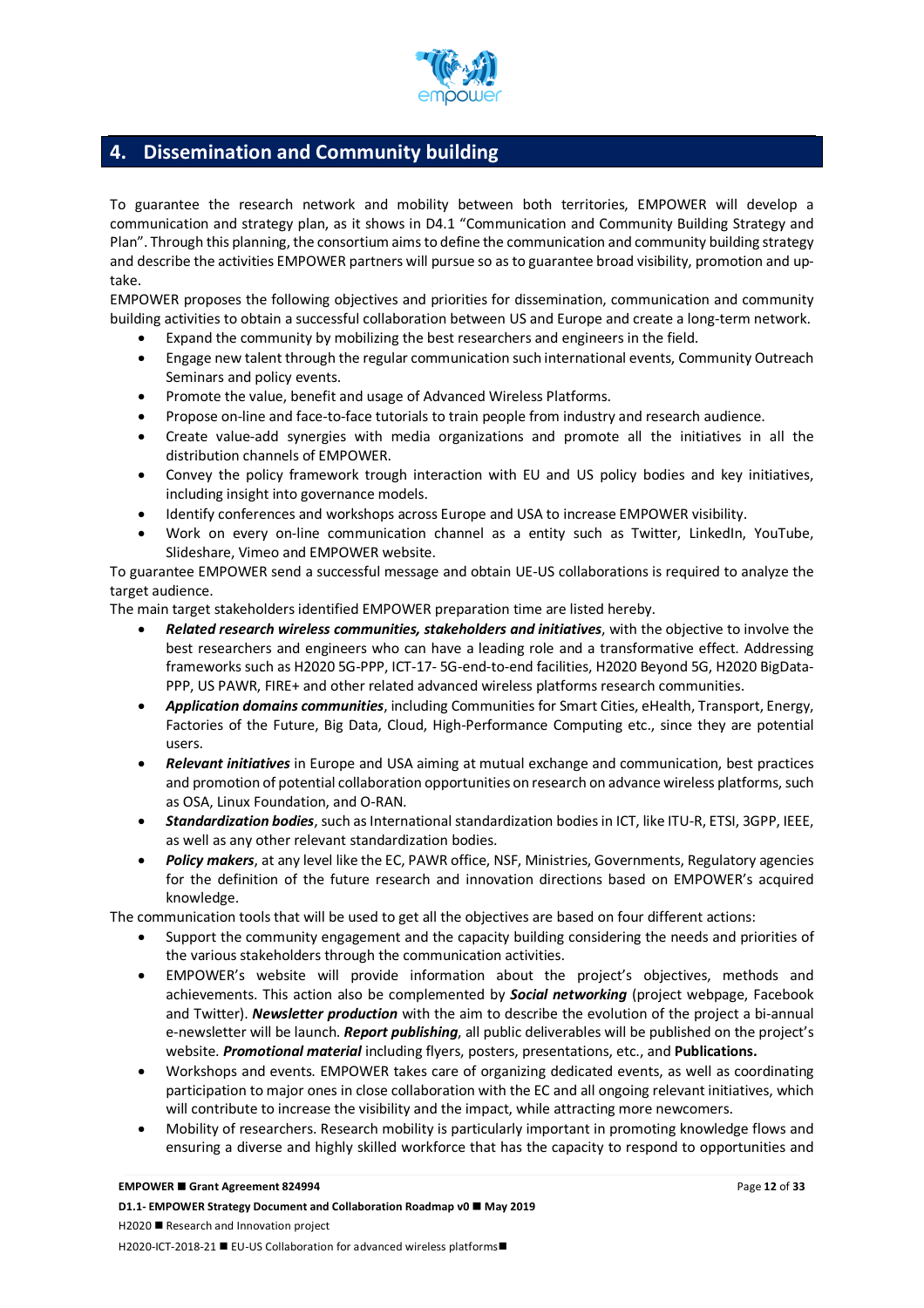## 4. Dissemination and Community building

To guarantee the research network and mobility between both territories, EMPOWER will develop a communication and strategy plan, as it shows in D4.1 "Communication and Community Building Strategy and Plan". Through this planning, the consortium aims to define the communication and community building strategy and describe the activities EMPOWER partners will pursue so as to guarantee broad visibility, promotion and up-take.

EMPOWER proposes the following objectives and priorities for dissemination, communication and community building activities to obtain a successful collaboration between US and Europe and create a long-term network.

- Expand the community by mobilizing the best researchers and engineers in the field.
- Engage new talent through the regular communication such international events, Community Outreach Seminars and policy events.
- Promote the value, benefit and usage of Advanced Wireless Platforms.
- Propose on-line and face-to-face tutorials to train people from industry and research audience.
- Create value-add synergies with media organizations and promote all the initiatives in all the distribution channels of EMPOWER.
- Convey the policy framework trough interaction with EU and US policy bodies and key initiatives, including insight into governance models.
- Identify conferences and workshops across Europe and USA to increase EMPOWER visibility.
- Work on every on-line communication channel as a entity such as Twitter, LinkedIn, YouTube, Slideshare, Vimeo and EMPOWER website.

To guarantee EMPOWER send a successful message and obtain UE-US collaborations is required to analyze the target audience.

The main target stakeholders identified EMPOWER preparation time are listed hereby.

- ***Related research wireless communities, stakeholders and initiatives***, with the objective to involve the best researchers and engineers who can have a leading role and a transformative effect. Addressing frameworks such as H2020 5G-PPP, ICT-17- 5G-end-to-end facilities, H2020 Beyond 5G, H2020 BigData-PPP, US PAWR, FIRE+ and other related advanced wireless platforms research communities.
- ***Application domains communities***, including Communities for Smart Cities, eHealth, Transport, Energy, Factories of the Future, Big Data, Cloud, High-Performance Computing etc., since they are potential users.
- ***Relevant initiatives*** in Europe and USA aiming at mutual exchange and communication, best practices and promotion of potential collaboration opportunities on research on advance wireless platforms, such as OSA, Linux Foundation, and O-RAN.
- ***Standardization bodies***, such as International standardization bodies in ICT, like ITU-R, ETSI, 3GPP, IEEE, as well as any other relevant standardization bodies.
- ***Policy makers***, at any level like the EC, PAWR office, NSF, Ministries, Governments, Regulatory agencies for the definition of the future research and innovation directions based on EMPOWER's acquired knowledge.

The communication tools that will be used to get all the objectives are based on four different actions:

- Support the community engagement and the capacity building considering the needs and priorities of the various stakeholders through the communication activities.
- EMPOWER's website will provide information about the project's objectives, methods and achievements. This action also be complemented by ***Social networking*** (project webpage, Facebook and Twitter). ***Newsletter production*** with the aim to describe the evolution of the project a bi-annual e-newsletter will be launch. ***Report publishing***, all public deliverables will be published on the project's website. ***Promotional material*** including flyers, posters, presentations, etc., and **Publications.**
- Workshops and events. EMPOWER takes care of organizing dedicated events, as well as coordinating participation to major ones in close collaboration with the EC and all ongoing relevant initiatives, which will contribute to increase the visibility and the impact, while attracting more newcomers.
- Mobility of researchers. Research mobility is particularly important in promoting knowledge flows and ensuring a diverse and highly skilled workforce that has the capacity to respond to opportunities and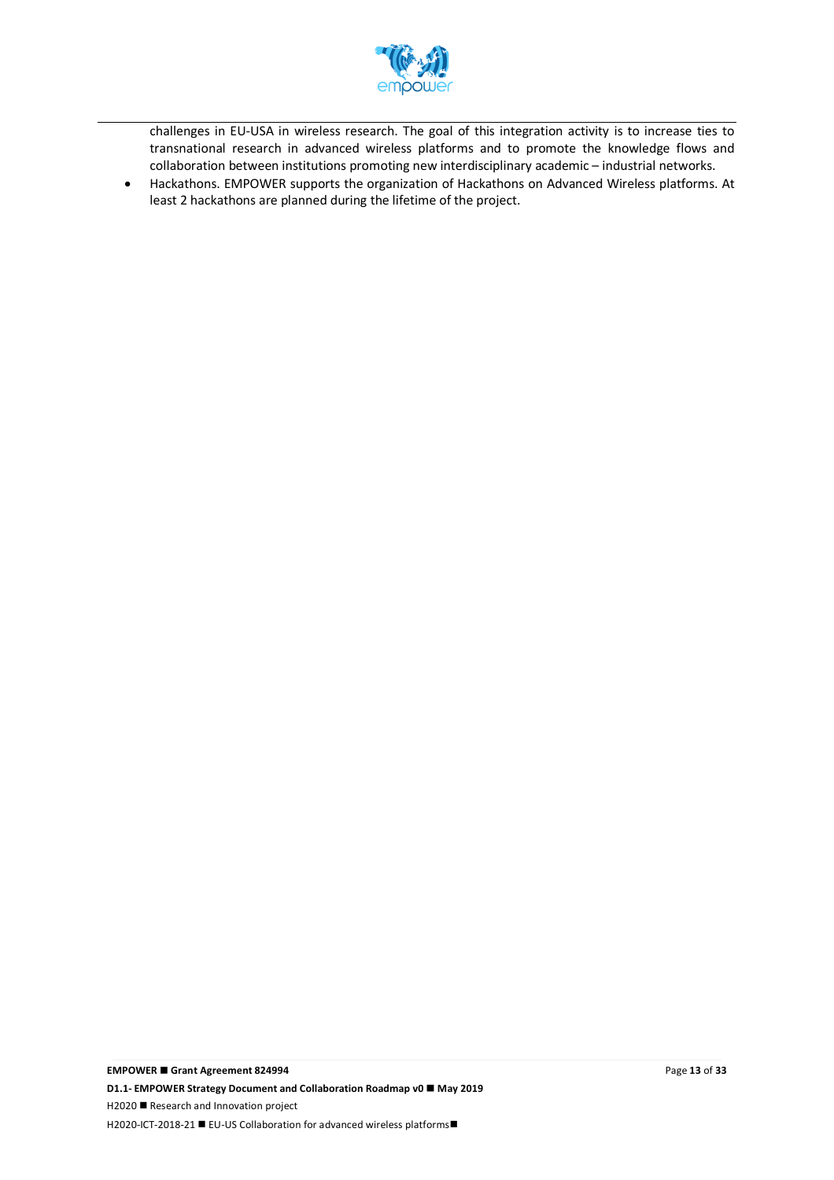challenges in EU-USA in wireless research. The goal of this integration activity is to increase ties to transnational research in advanced wireless platforms and to promote the knowledge flows and collaboration between institutions promoting new interdisciplinary academic – industrial networks.

- Hackathons. EMPOWER supports the organization of Hackathons on Advanced Wireless platforms. At least 2 hackathons are planned during the lifetime of the project.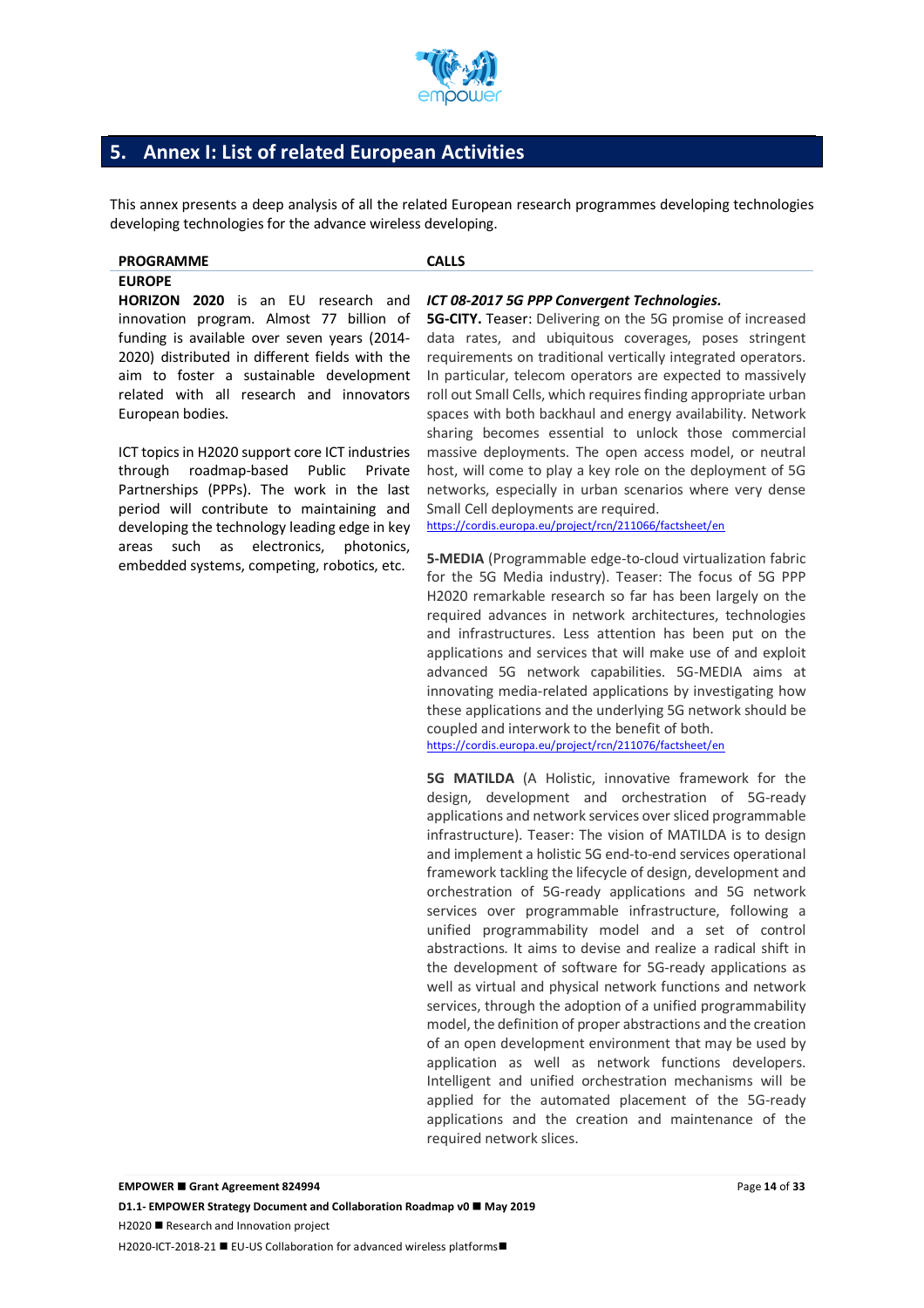# 5. Annex I: List of related European Activities

This annex presents a deep analysis of all the related European research programmes developing technologies developing technologies for the advance wireless developing.

| PROGRAMME | CALLS |
|---|---|
| **EUROPE** | |
| **HORIZON 2020** is an EU research and innovation program. Almost 77 billion of funding is available over seven years (2014-2020) distributed in different fields with the aim to foster a sustainable development related with all research and innovators European bodies.<br><br>ICT topics in H2020 support core ICT industries through roadmap-based Public Private Partnerships (PPPs). The work in the last period will contribute to maintaining and developing the technology leading edge in key areas such as electronics, photonics, embedded systems, competing, robotics, etc. | ***ICT 08-2017 5G PPP Convergent Technologies.***<br>**5G-CITY.** Teaser: Delivering on the 5G promise of increased data rates, and ubiquitous coverages, poses stringent requirements on traditional vertically integrated operators. In particular, telecom operators are expected to massively roll out Small Cells, which requires finding appropriate urban spaces with both backhaul and energy availability. Network sharing becomes essential to unlock those commercial massive deployments. The open access model, or neutral host, will come to play a key role on the deployment of 5G networks, especially in urban scenarios where very dense Small Cell deployments are required.<br>https://cordis.europa.eu/project/rcn/211066/factsheet/en<br><br>**5-MEDIA** (Programmable edge-to-cloud virtualization fabric for the 5G Media industry). Teaser: The focus of 5G PPP H2020 remarkable research so far has been largely on the required advances in network architectures, technologies and infrastructures. Less attention has been put on the applications and services that will make use of and exploit advanced 5G network capabilities. 5G-MEDIA aims at innovating media-related applications by investigating how these applications and the underlying 5G network should be coupled and interwork to the benefit of both.<br>https://cordis.europa.eu/project/rcn/211076/factsheet/en<br><br>**5G MATILDA** (A Holistic, innovative framework for the design, development and orchestration of 5G-ready applications and network services over sliced programmable infrastructure). Teaser: The vision of MATILDA is to design and implement a holistic 5G end-to-end services operational framework tackling the lifecycle of design, development and orchestration of 5G-ready applications and 5G network services over programmable infrastructure, following a unified programmability model and a set of control abstractions. It aims to devise and realize a radical shift in the development of software for 5G-ready applications as well as virtual and physical network functions and network services, through the adoption of a unified programmability model, the definition of proper abstractions and the creation of an open development environment that may be used by application as well as network functions developers. Intelligent and unified orchestration mechanisms will be applied for the automated placement of the 5G-ready applications and the creation and maintenance of the required network slices. |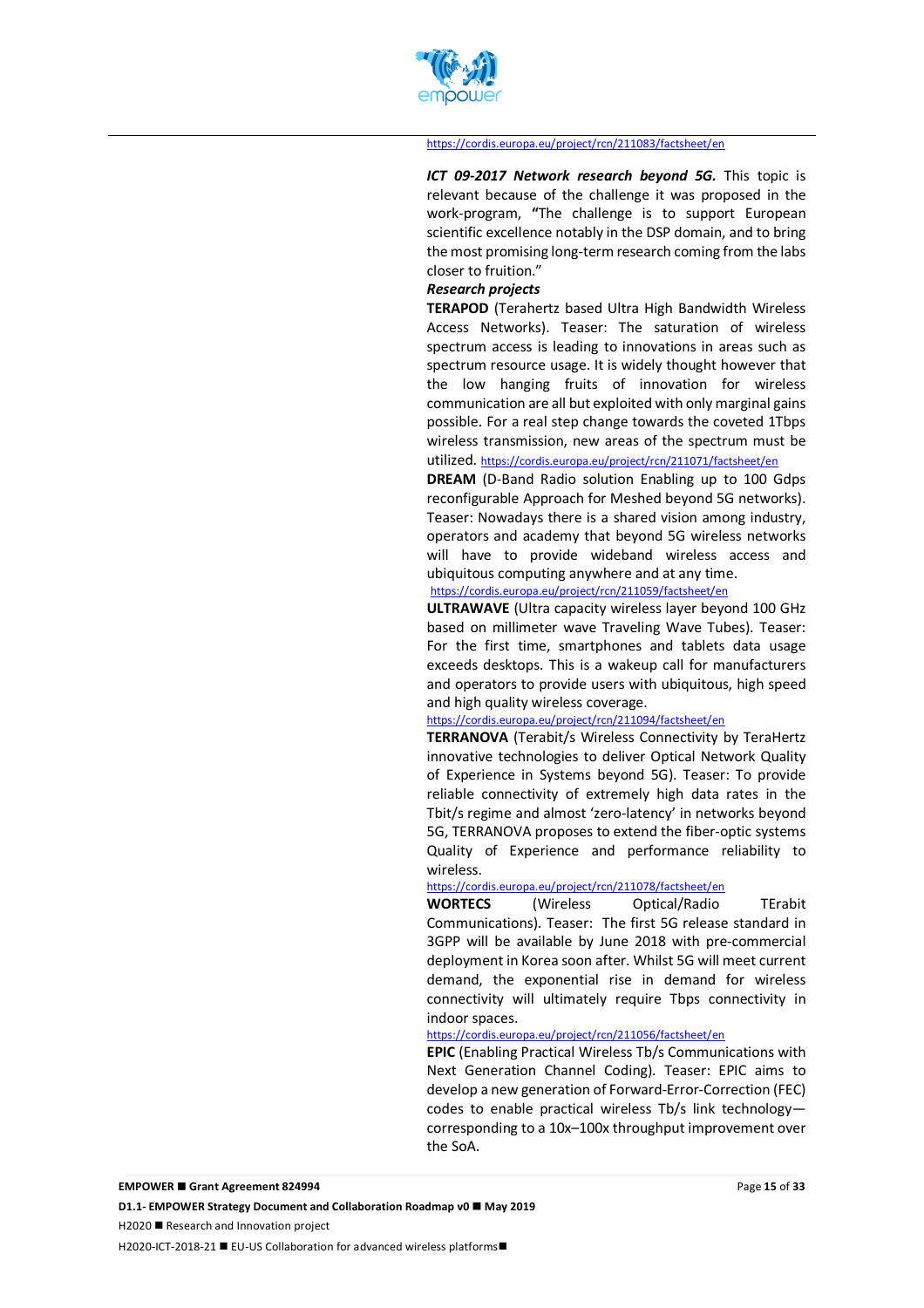https://cordis.europa.eu/project/rcn/211083/factsheet/en

***ICT 09-2017 Network research beyond 5G.*** This topic is relevant because of the challenge it was proposed in the work-program, **"**The challenge is to support European scientific excellence notably in the DSP domain, and to bring the most promising long-term research coming from the labs closer to fruition."

***Research projects***

**TERAPOD** (Terahertz based Ultra High Bandwidth Wireless Access Networks). Teaser: The saturation of wireless spectrum access is leading to innovations in areas such as spectrum resource usage. It is widely thought however that the low hanging fruits of innovation for wireless communication are all but exploited with only marginal gains possible. For a real step change towards the coveted 1Tbps wireless transmission, new areas of the spectrum must be utilized. https://cordis.europa.eu/project/rcn/211071/factsheet/en

**DREAM** (D-Band Radio solution Enabling up to 100 Gdps reconfigurable Approach for Meshed beyond 5G networks). Teaser: Nowadays there is a shared vision among industry, operators and academy that beyond 5G wireless networks will have to provide wideband wireless access and ubiquitous computing anywhere and at any time. https://cordis.europa.eu/project/rcn/211059/factsheet/en

**ULTRAWAVE** (Ultra capacity wireless layer beyond 100 GHz based on millimeter wave Traveling Wave Tubes). Teaser: For the first time, smartphones and tablets data usage exceeds desktops. This is a wakeup call for manufacturers and operators to provide users with ubiquitous, high speed and high quality wireless coverage. https://cordis.europa.eu/project/rcn/211094/factsheet/en

**TERRANOVA** (Terabit/s Wireless Connectivity by TeraHertz innovative technologies to deliver Optical Network Quality of Experience in Systems beyond 5G). Teaser: To provide reliable connectivity of extremely high data rates in the Tbit/s regime and almost 'zero-latency' in networks beyond 5G, TERRANOVA proposes to extend the fiber-optic systems Quality of Experience and performance reliability to wireless. https://cordis.europa.eu/project/rcn/211078/factsheet/en

**WORTECS** (Wireless Optical/Radio TErabit Communications). Teaser: The first 5G release standard in 3GPP will be available by June 2018 with pre-commercial deployment in Korea soon after. Whilst 5G will meet current demand, the exponential rise in demand for wireless connectivity will ultimately require Tbps connectivity in indoor spaces. https://cordis.europa.eu/project/rcn/211056/factsheet/en

**EPIC** (Enabling Practical Wireless Tb/s Communications with Next Generation Channel Coding). Teaser: EPIC aims to develop a new generation of Forward-Error-Correction (FEC) codes to enable practical wireless Tb/s link technology—corresponding to a 10x–100x throughput improvement over the SoA.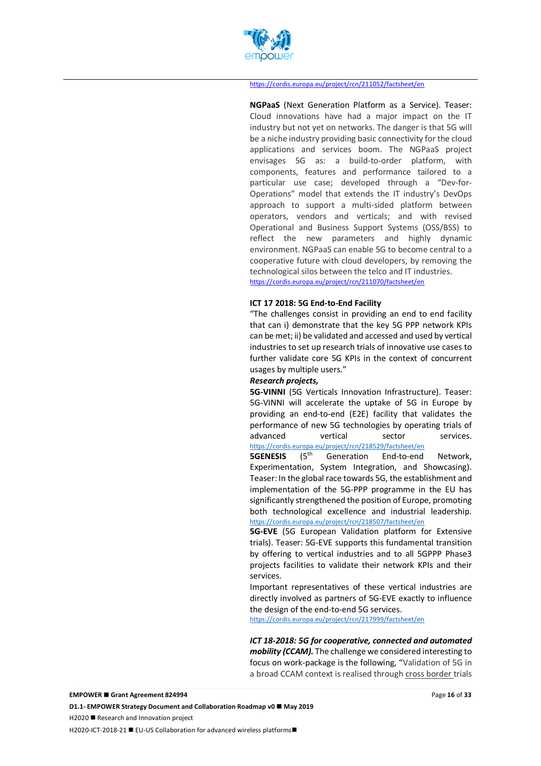https://cordis.europa.eu/project/rcn/211052/factsheet/en

**NGPaaS** (Next Generation Platform as a Service). Teaser: Cloud innovations have had a major impact on the IT industry but not yet on networks. The danger is that 5G will be a niche industry providing basic connectivity for the cloud applications and services boom. The NGPaaS project envisages 5G as: a build-to-order platform, with components, features and performance tailored to a particular use case; developed through a "Dev-for-Operations" model that extends the IT industry's DevOps approach to support a multi-sided platform between operators, vendors and verticals; and with revised Operational and Business Support Systems (OSS/BSS) to reflect the new parameters and highly dynamic environment. NGPaaS can enable 5G to become central to a cooperative future with cloud developers, by removing the technological silos between the telco and IT industries.
https://cordis.europa.eu/project/rcn/211070/factsheet/en

**ICT 17 2018: 5G End-to-End Facility**

"The challenges consist in providing an end to end facility that can i) demonstrate that the key 5G PPP network KPIs can be met; ii) be validated and accessed and used by vertical industries to set up research trials of innovative use cases to further validate core 5G KPIs in the context of concurrent usages by multiple users."

***Research projects,***

**5G-VINNI** (5G Verticals Innovation Infrastructure). Teaser: 5G-VINNI will accelerate the uptake of 5G in Europe by providing an end-to-end (E2E) facility that validates the performance of new 5G technologies by operating trials of advanced vertical sector services. https://cordis.europa.eu/project/rcn/218529/factsheet/en

**5GENESIS** (5th Generation End-to-end Network, Experimentation, System Integration, and Showcasing). Teaser: In the global race towards 5G, the establishment and implementation of the 5G-PPP programme in the EU has significantly strengthened the position of Europe, promoting both technological excellence and industrial leadership. https://cordis.europa.eu/project/rcn/218507/factsheet/en

**5G-EVE** (5G European Validation platform for Extensive trials). Teaser: 5G-EVE supports this fundamental transition by offering to vertical industries and to all 5GPPP Phase3 projects facilities to validate their network KPIs and their services.

Important representatives of these vertical industries are directly involved as partners of 5G-EVE exactly to influence the design of the end-to-end 5G services.
https://cordis.europa.eu/project/rcn/217999/factsheet/en

***ICT 18-2018: 5G for cooperative, connected and automated mobility (CCAM).*** The challenge we considered interesting to focus on work-package is the following, "Validation of 5G in a broad CCAM context is realised through cross border trials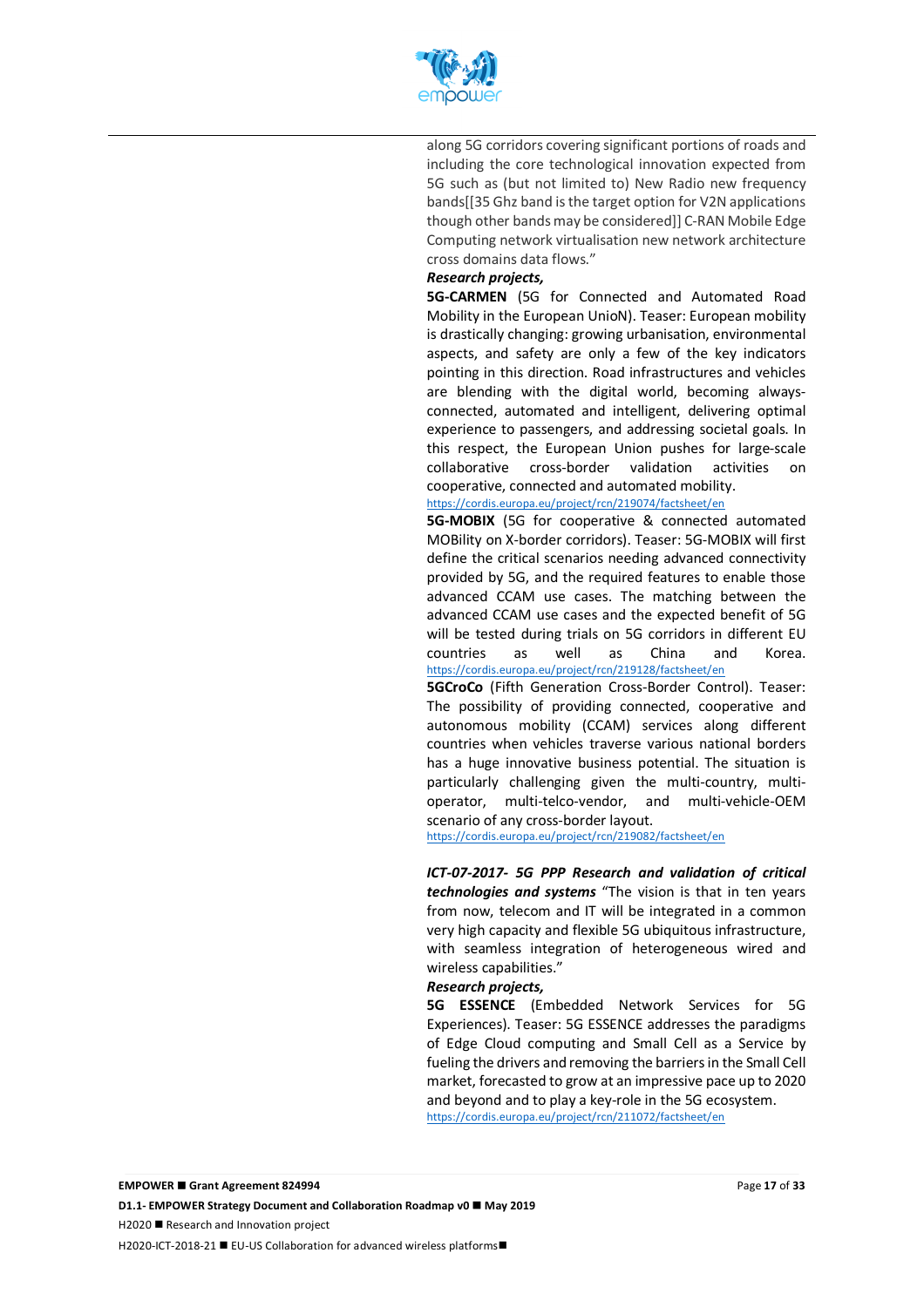along 5G corridors covering significant portions of roads and including the core technological innovation expected from 5G such as (but not limited to) New Radio new frequency bands[[35 Ghz band is the target option for V2N applications though other bands may be considered]] C-RAN Mobile Edge Computing network virtualisation new network architecture cross domains data flows."

***Research projects,***

**5G-CARMEN** (5G for Connected and Automated Road Mobility in the European UnioN). Teaser: European mobility is drastically changing: growing urbanisation, environmental aspects, and safety are only a few of the key indicators pointing in this direction. Road infrastructures and vehicles are blending with the digital world, becoming always-connected, automated and intelligent, delivering optimal experience to passengers, and addressing societal goals. In this respect, the European Union pushes for large-scale collaborative cross-border validation activities on cooperative, connected and automated mobility.
https://cordis.europa.eu/project/rcn/219074/factsheet/en

**5G-MOBIX** (5G for cooperative & connected automated MOBility on X-border corridors). Teaser: 5G-MOBIX will first define the critical scenarios needing advanced connectivity provided by 5G, and the required features to enable those advanced CCAM use cases. The matching between the advanced CCAM use cases and the expected benefit of 5G will be tested during trials on 5G corridors in different EU countries as well as China and Korea.
https://cordis.europa.eu/project/rcn/219128/factsheet/en

**5GCroCo** (Fifth Generation Cross-Border Control). Teaser: The possibility of providing connected, cooperative and autonomous mobility (CCAM) services along different countries when vehicles traverse various national borders has a huge innovative business potential. The situation is particularly challenging given the multi-country, multi-operator, multi-telco-vendor, and multi-vehicle-OEM scenario of any cross-border layout.
https://cordis.europa.eu/project/rcn/219082/factsheet/en

***ICT-07-2017- 5G PPP Research and validation of critical technologies and systems*** "The vision is that in ten years from now, telecom and IT will be integrated in a common very high capacity and flexible 5G ubiquitous infrastructure, with seamless integration of heterogeneous wired and wireless capabilities."

***Research projects,***

**5G ESSENCE** (Embedded Network Services for 5G Experiences). Teaser: 5G ESSENCE addresses the paradigms of Edge Cloud computing and Small Cell as a Service by fueling the drivers and removing the barriers in the Small Cell market, forecasted to grow at an impressive pace up to 2020 and beyond and to play a key-role in the 5G ecosystem.
https://cordis.europa.eu/project/rcn/211072/factsheet/en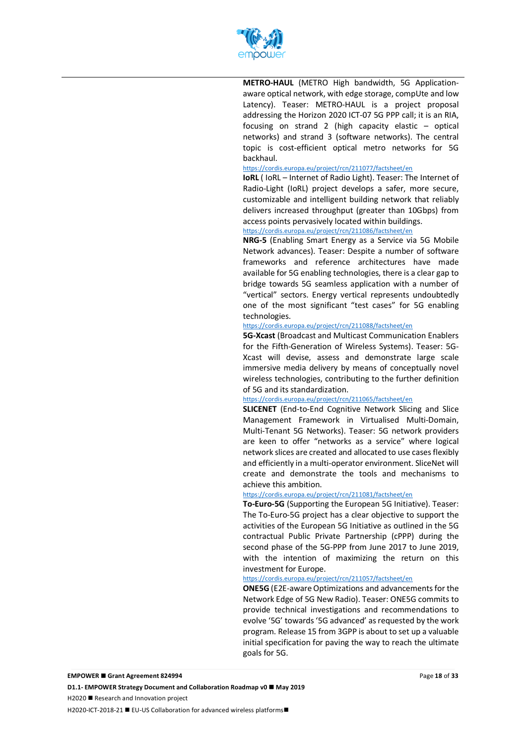**METRO-HAUL** (METRO High bandwidth, 5G Application-aware optical network, with edge storage, compUte and low Latency). Teaser: METRO-HAUL is a project proposal addressing the Horizon 2020 ICT-07 5G PPP call; it is an RIA, focusing on strand 2 (high capacity elastic – optical networks) and strand 3 (software networks). The central topic is cost-efficient optical metro networks for 5G backhaul.
https://cordis.europa.eu/project/rcn/211077/factsheet/en

**IoRL** ( IoRL – Internet of Radio Light). Teaser: The Internet of Radio-Light (IoRL) project develops a safer, more secure, customizable and intelligent building network that reliably delivers increased throughput (greater than 10Gbps) from access points pervasively located within buildings.
https://cordis.europa.eu/project/rcn/211086/factsheet/en

**NRG-5** (Enabling Smart Energy as a Service via 5G Mobile Network advances). Teaser: Despite a number of software frameworks and reference architectures have made available for 5G enabling technologies, there is a clear gap to bridge towards 5G seamless application with a number of "vertical" sectors. Energy vertical represents undoubtedly one of the most significant "test cases" for 5G enabling technologies.
https://cordis.europa.eu/project/rcn/211088/factsheet/en

**5G-Xcast** (Broadcast and Multicast Communication Enablers for the Fifth-Generation of Wireless Systems). Teaser: 5G-Xcast will devise, assess and demonstrate large scale immersive media delivery by means of conceptually novel wireless technologies, contributing to the further definition of 5G and its standardization.
https://cordis.europa.eu/project/rcn/211065/factsheet/en

**SLICENET** (End-to-End Cognitive Network Slicing and Slice Management Framework in Virtualised Multi-Domain, Multi-Tenant 5G Networks). Teaser: 5G network providers are keen to offer "networks as a service" where logical network slices are created and allocated to use cases flexibly and efficiently in a multi-operator environment. SliceNet will create and demonstrate the tools and mechanisms to achieve this ambition.
https://cordis.europa.eu/project/rcn/211081/factsheet/en

**To-Euro-5G** (Supporting the European 5G Initiative). Teaser: The To-Euro-5G project has a clear objective to support the activities of the European 5G Initiative as outlined in the 5G contractual Public Private Partnership (cPPP) during the second phase of the 5G-PPP from June 2017 to June 2019, with the intention of maximizing the return on this investment for Europe.
https://cordis.europa.eu/project/rcn/211057/factsheet/en

**ONE5G** (E2E-aware Optimizations and advancements for the Network Edge of 5G New Radio). Teaser: ONE5G commits to provide technical investigations and recommendations to evolve '5G' towards '5G advanced' as requested by the work program. Release 15 from 3GPP is about to set up a valuable initial specification for paving the way to reach the ultimate goals for 5G.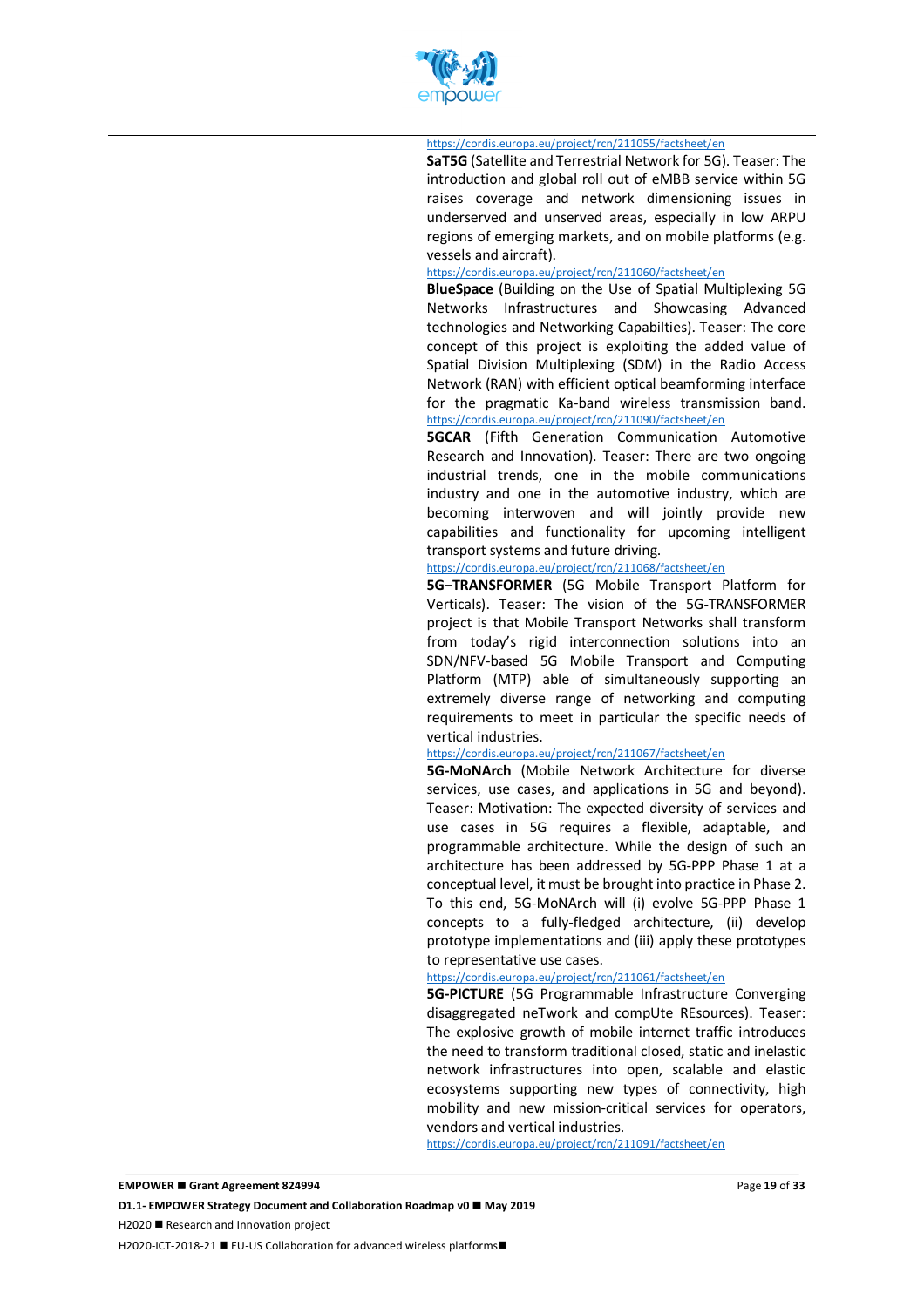https://cordis.europa.eu/project/rcn/211055/factsheet/en

**SaT5G** (Satellite and Terrestrial Network for 5G). Teaser: The introduction and global roll out of eMBB service within 5G raises coverage and network dimensioning issues in underserved and unserved areas, especially in low ARPU regions of emerging markets, and on mobile platforms (e.g. vessels and aircraft).

https://cordis.europa.eu/project/rcn/211060/factsheet/en

**BlueSpace** (Building on the Use of Spatial Multiplexing 5G Networks Infrastructures and Showcasing Advanced technologies and Networking Capabilties). Teaser: The core concept of this project is exploiting the added value of Spatial Division Multiplexing (SDM) in the Radio Access Network (RAN) with efficient optical beamforming interface for the pragmatic Ka-band wireless transmission band. https://cordis.europa.eu/project/rcn/211090/factsheet/en

**5GCAR** (Fifth Generation Communication Automotive Research and Innovation). Teaser: There are two ongoing industrial trends, one in the mobile communications industry and one in the automotive industry, which are becoming interwoven and will jointly provide new capabilities and functionality for upcoming intelligent transport systems and future driving.

https://cordis.europa.eu/project/rcn/211068/factsheet/en

**5G–TRANSFORMER** (5G Mobile Transport Platform for Verticals). Teaser: The vision of the 5G-TRANSFORMER project is that Mobile Transport Networks shall transform from today's rigid interconnection solutions into an SDN/NFV-based 5G Mobile Transport and Computing Platform (MTP) able of simultaneously supporting an extremely diverse range of networking and computing requirements to meet in particular the specific needs of vertical industries.

https://cordis.europa.eu/project/rcn/211067/factsheet/en

**5G-MoNArch** (Mobile Network Architecture for diverse services, use cases, and applications in 5G and beyond). Teaser: Motivation: The expected diversity of services and use cases in 5G requires a flexible, adaptable, and programmable architecture. While the design of such an architecture has been addressed by 5G-PPP Phase 1 at a conceptual level, it must be brought into practice in Phase 2. To this end, 5G-MoNArch will (i) evolve 5G-PPP Phase 1 concepts to a fully-fledged architecture, (ii) develop prototype implementations and (iii) apply these prototypes to representative use cases.

https://cordis.europa.eu/project/rcn/211061/factsheet/en

**5G-PICTURE** (5G Programmable Infrastructure Converging disaggregated neTwork and compUte REsources). Teaser: The explosive growth of mobile internet traffic introduces the need to transform traditional closed, static and inelastic network infrastructures into open, scalable and elastic ecosystems supporting new types of connectivity, high mobility and new mission-critical services for operators, vendors and vertical industries.

https://cordis.europa.eu/project/rcn/211091/factsheet/en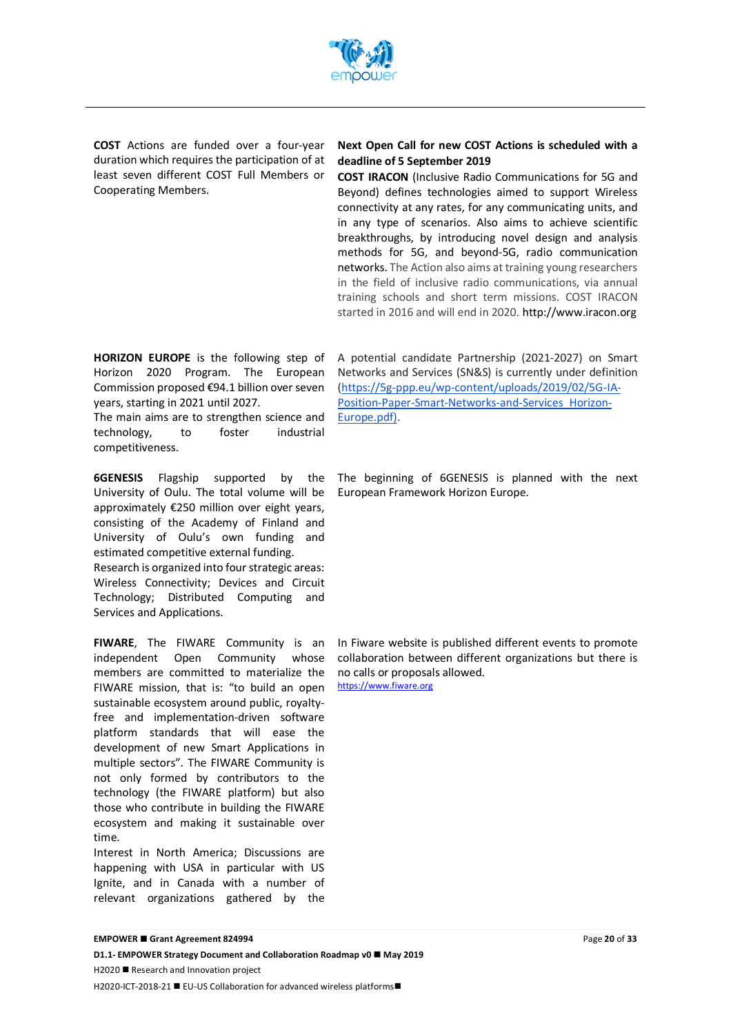**COST** Actions are funded over a four-year duration which requires the participation of at least seven different COST Full Members or Cooperating Members.

**Next Open Call for new COST Actions is scheduled with a deadline of 5 September 2019**

**COST IRACON** (Inclusive Radio Communications for 5G and Beyond) defines technologies aimed to support Wireless connectivity at any rates, for any communicating units, and in any type of scenarios. Also aims to achieve scientific breakthroughs, by introducing novel design and analysis methods for 5G, and beyond-5G, radio communication networks. The Action also aims at training young researchers in the field of inclusive radio communications, via annual training schools and short term missions. COST IRACON started in 2016 and will end in 2020. http://www.iracon.org

**HORIZON EUROPE** is the following step of Horizon 2020 Program. The European Commission proposed €94.1 billion over seven years, starting in 2021 until 2027.
The main aims are to strengthen science and technology, to foster industrial competitiveness.

A potential candidate Partnership (2021-2027) on Smart Networks and Services (SN&S) is currently under definition ([https://5g-ppp.eu/wp-content/uploads/2019/02/5G-IA-Position-Paper-Smart-Networks-and-Services_Horizon-Europe.pdf](https://5g-ppp.eu/wp-content/uploads/2019/02/5G-IA-Position-Paper-Smart-Networks-and-Services_Horizon-Europe.pdf)).

**6GENESIS** Flagship supported by the University of Oulu. The total volume will be approximately €250 million over eight years, consisting of the Academy of Finland and University of Oulu's own funding and estimated competitive external funding.
Research is organized into four strategic areas: Wireless Connectivity; Devices and Circuit Technology; Distributed Computing and Services and Applications.

The beginning of 6GENESIS is planned with the next European Framework Horizon Europe.

**FIWARE**, The FIWARE Community is an independent Open Community whose members are committed to materialize the FIWARE mission, that is: "to build an open sustainable ecosystem around public, royalty-free and implementation-driven software platform standards that will ease the development of new Smart Applications in multiple sectors". The FIWARE Community is not only formed by contributors to the technology (the FIWARE platform) but also those who contribute in building the FIWARE ecosystem and making it sustainable over time.
Interest in North America; Discussions are happening with USA in particular with US Ignite, and in Canada with a number of relevant organizations gathered by the

In Fiware website is published different events to promote collaboration between different organizations but there is no calls or proposals allowed.
[https://www.fiware.org](https://www.fiware.org)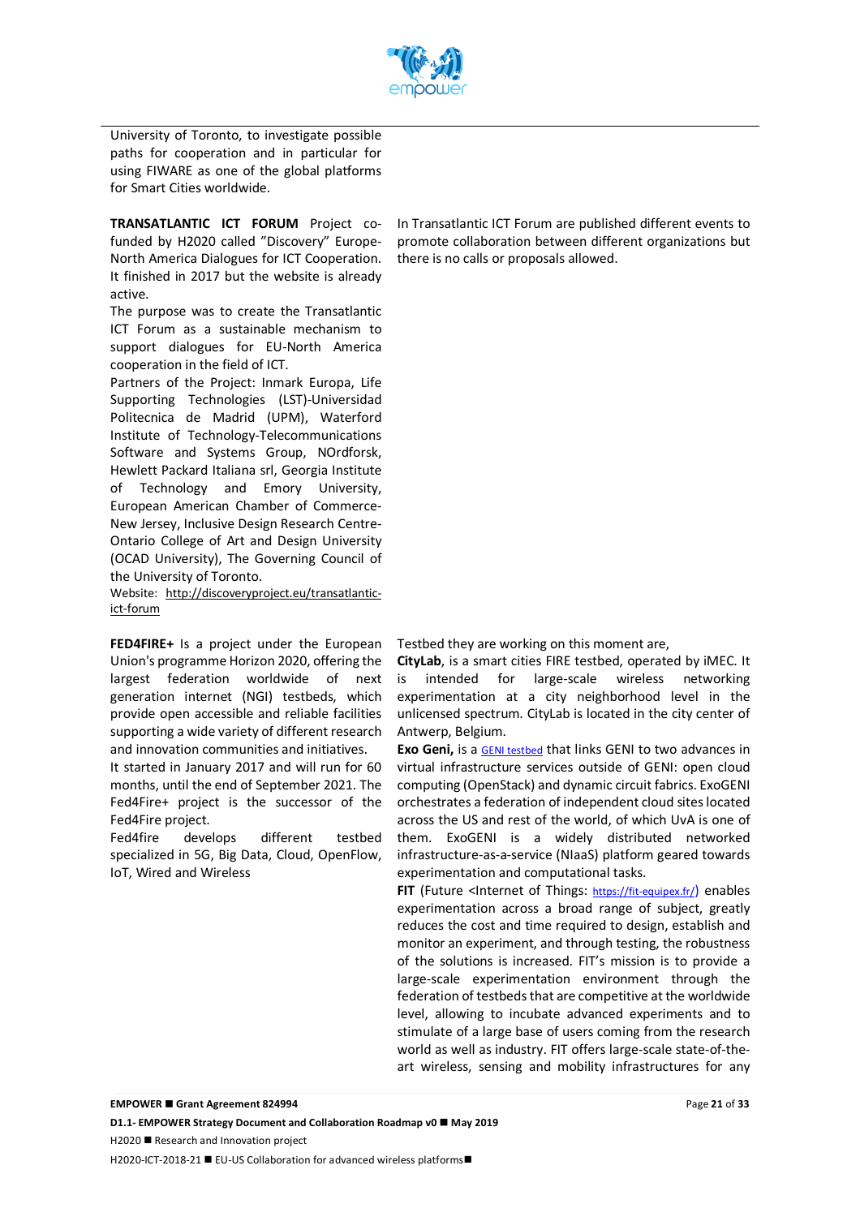University of Toronto, to investigate possible paths for cooperation and in particular for using FIWARE as one of the global platforms for Smart Cities worldwide.

**TRANSATLANTIC ICT FORUM** Project co-funded by H2020 called "Discovery" Europe-North America Dialogues for ICT Cooperation. It finished in 2017 but the website is already active.

The purpose was to create the Transatlantic ICT Forum as a sustainable mechanism to support dialogues for EU-North America cooperation in the field of ICT.

Partners of the Project: Inmark Europa, Life Supporting Technologies (LST)-Universidad Politecnica de Madrid (UPM), Waterford Institute of Technology-Telecommunications Software and Systems Group, NOrdforsk, Hewlett Packard Italiana srl, Georgia Institute of Technology and Emory University, European American Chamber of Commerce-New Jersey, Inclusive Design Research Centre-Ontario College of Art and Design University (OCAD University), The Governing Council of the University of Toronto.

Website: http://discoveryproject.eu/transatlantic-ict-forum

In Transatlantic ICT Forum are published different events to promote collaboration between different organizations but there is no calls or proposals allowed.

**FED4FIRE+** Is a project under the European Union's programme Horizon 2020, offering the largest federation worldwide of next generation internet (NGI) testbeds, which provide open accessible and reliable facilities supporting a wide variety of different research and innovation communities and initiatives.

It started in January 2017 and will run for 60 months, until the end of September 2021. The Fed4Fire+ project is the successor of the Fed4Fire project.

Fed4fire develops different testbed specialized in 5G, Big Data, Cloud, OpenFlow, IoT, Wired and Wireless

Testbed they are working on this moment are,

**CityLab**, is a smart cities FIRE testbed, operated by iMEC. It is intended for large-scale wireless networking experimentation at a city neighborhood level in the unlicensed spectrum. CityLab is located in the city center of Antwerp, Belgium.

**Exo Geni,** is a GENI testbed that links GENI to two advances in virtual infrastructure services outside of GENI: open cloud computing (OpenStack) and dynamic circuit fabrics. ExoGENI orchestrates a federation of independent cloud sites located across the US and rest of the world, of which UvA is one of them. ExoGENI is a widely distributed networked infrastructure-as-a-service (NIaaS) platform geared towards experimentation and computational tasks.

**FIT** (Future <Internet of Things: https://fit-equipex.fr/) enables experimentation across a broad range of subject, greatly reduces the cost and time required to design, establish and monitor an experiment, and through testing, the robustness of the solutions is increased. FIT's mission is to provide a large-scale experimentation environment through the federation of testbeds that are competitive at the worldwide level, allowing to incubate advanced experiments and to stimulate of a large base of users coming from the research world as well as industry. FIT offers large-scale state-of-the-art wireless, sensing and mobility infrastructures for any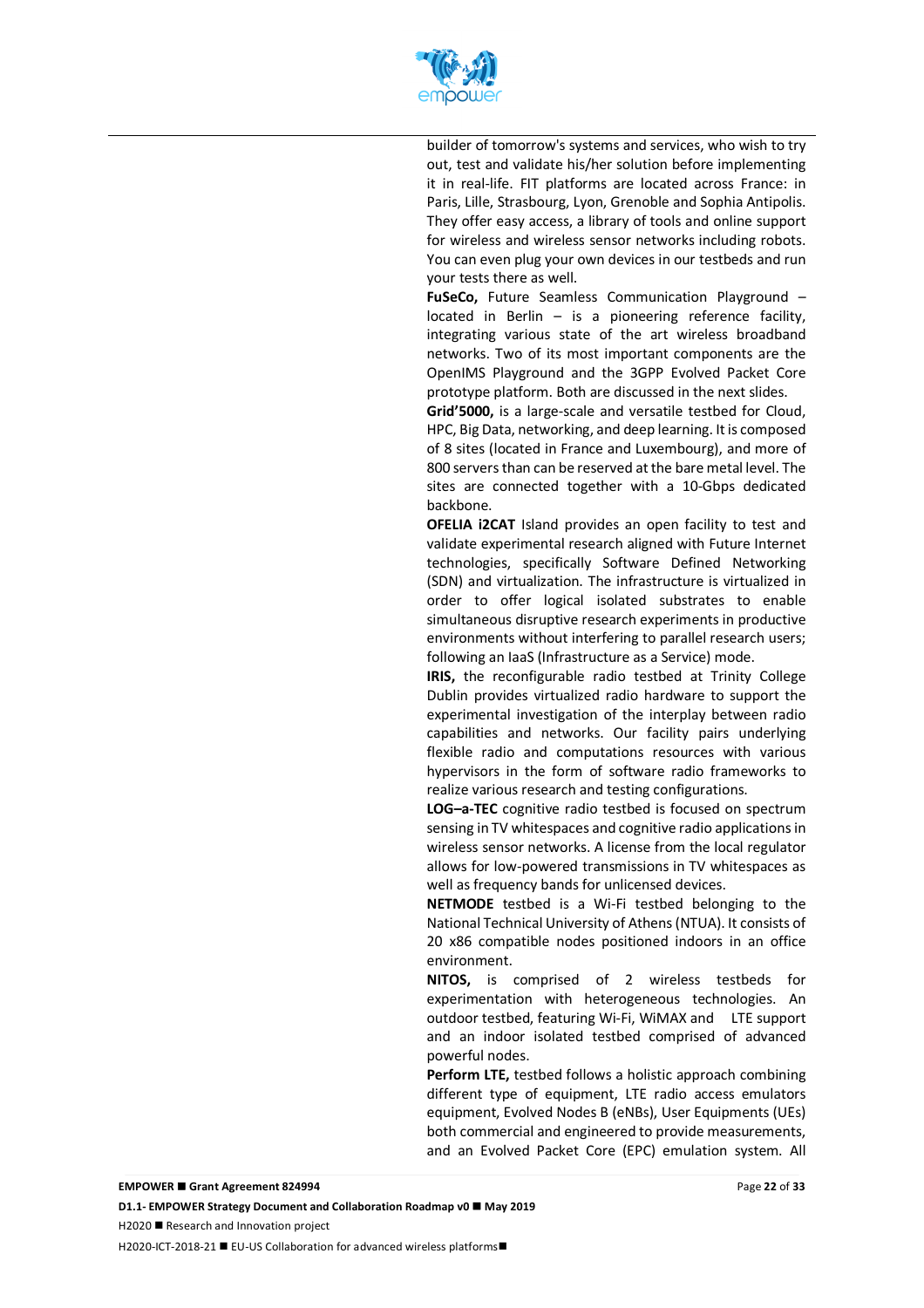builder of tomorrow's systems and services, who wish to try out, test and validate his/her solution before implementing it in real-life. FIT platforms are located across France: in Paris, Lille, Strasbourg, Lyon, Grenoble and Sophia Antipolis. They offer easy access, a library of tools and online support for wireless and wireless sensor networks including robots. You can even plug your own devices in our testbeds and run your tests there as well.

**FuSeCo,** Future Seamless Communication Playground – located in Berlin – is a pioneering reference facility, integrating various state of the art wireless broadband networks. Two of its most important components are the OpenIMS Playground and the 3GPP Evolved Packet Core prototype platform. Both are discussed in the next slides.

**Grid'5000,** is a large-scale and versatile testbed for Cloud, HPC, Big Data, networking, and deep learning. It is composed of 8 sites (located in France and Luxembourg), and more of 800 servers than can be reserved at the bare metal level. The sites are connected together with a 10-Gbps dedicated backbone.

**OFELIA i2CAT** Island provides an open facility to test and validate experimental research aligned with Future Internet technologies, specifically Software Defined Networking (SDN) and virtualization. The infrastructure is virtualized in order to offer logical isolated substrates to enable simultaneous disruptive research experiments in productive environments without interfering to parallel research users; following an IaaS (Infrastructure as a Service) mode.

**IRIS,** the reconfigurable radio testbed at Trinity College Dublin provides virtualized radio hardware to support the experimental investigation of the interplay between radio capabilities and networks. Our facility pairs underlying flexible radio and computations resources with various hypervisors in the form of software radio frameworks to realize various research and testing configurations.

**LOG–a-TEC** cognitive radio testbed is focused on spectrum sensing in TV whitespaces and cognitive radio applications in wireless sensor networks. A license from the local regulator allows for low-powered transmissions in TV whitespaces as well as frequency bands for unlicensed devices.

**NETMODE** testbed is a Wi-Fi testbed belonging to the National Technical University of Athens (NTUA). It consists of 20 x86 compatible nodes positioned indoors in an office environment.

**NITOS,** is comprised of 2 wireless testbeds for experimentation with heterogeneous technologies. An outdoor testbed, featuring Wi-Fi, WiMAX and LTE support and an indoor isolated testbed comprised of advanced powerful nodes.

**Perform LTE,** testbed follows a holistic approach combining different type of equipment, LTE radio access emulators equipment, Evolved Nodes B (eNBs), User Equipments (UEs) both commercial and engineered to provide measurements, and an Evolved Packet Core (EPC) emulation system. All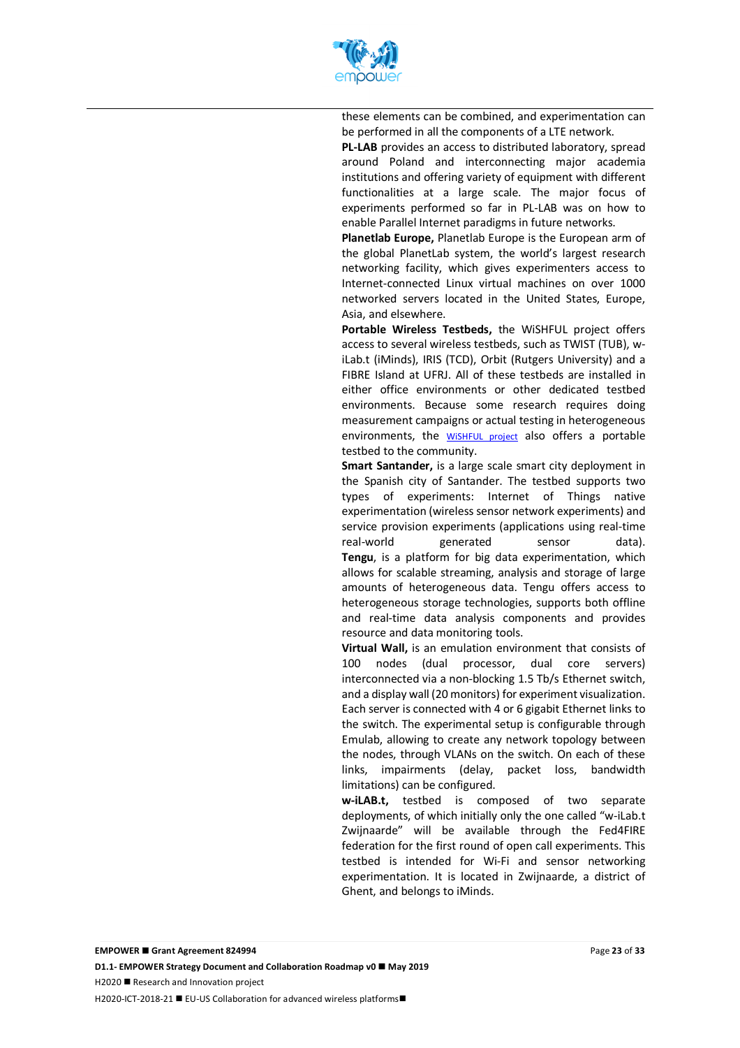these elements can be combined, and experimentation can be performed in all the components of a LTE network.

**PL-LAB** provides an access to distributed laboratory, spread around Poland and interconnecting major academia institutions and offering variety of equipment with different functionalities at a large scale. The major focus of experiments performed so far in PL-LAB was on how to enable Parallel Internet paradigms in future networks.

**Planetlab Europe,** Planetlab Europe is the European arm of the global PlanetLab system, the world's largest research networking facility, which gives experimenters access to Internet-connected Linux virtual machines on over 1000 networked servers located in the United States, Europe, Asia, and elsewhere.

**Portable Wireless Testbeds,** the WiSHFUL project offers access to several wireless testbeds, such as TWIST (TUB), w-iLab.t (iMinds), IRIS (TCD), Orbit (Rutgers University) and a FIBRE Island at UFRJ. All of these testbeds are installed in either office environments or other dedicated testbed environments. Because some research requires doing measurement campaigns or actual testing in heterogeneous environments, the WiSHFUL project also offers a portable testbed to the community.

**Smart Santander,** is a large scale smart city deployment in the Spanish city of Santander. The testbed supports two types of experiments: Internet of Things native experimentation (wireless sensor network experiments) and service provision experiments (applications using real-time real-world generated sensor data).

**Tengu**, is a platform for big data experimentation, which allows for scalable streaming, analysis and storage of large amounts of heterogeneous data. Tengu offers access to heterogeneous storage technologies, supports both offline and real-time data analysis components and provides resource and data monitoring tools.

**Virtual Wall,** is an emulation environment that consists of 100 nodes (dual processor, dual core servers) interconnected via a non-blocking 1.5 Tb/s Ethernet switch, and a display wall (20 monitors) for experiment visualization. Each server is connected with 4 or 6 gigabit Ethernet links to the switch. The experimental setup is configurable through Emulab, allowing to create any network topology between the nodes, through VLANs on the switch. On each of these links, impairments (delay, packet loss, bandwidth limitations) can be configured.

**w-iLAB.t,** testbed is composed of two separate deployments, of which initially only the one called "w-iLab.t Zwijnaarde" will be available through the Fed4FIRE federation for the first round of open call experiments. This testbed is intended for Wi-Fi and sensor networking experimentation. It is located in Zwijnaarde, a district of Ghent, and belongs to iMinds.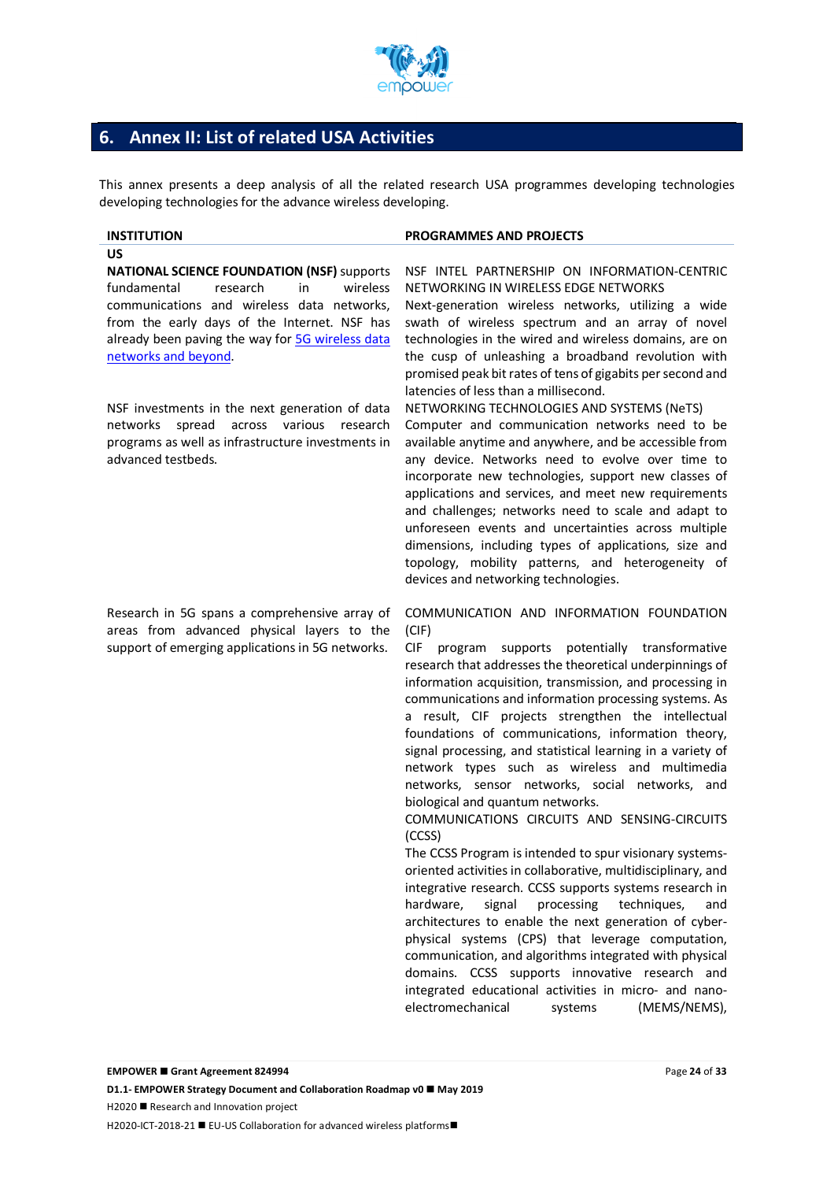## 6. Annex II: List of related USA Activities

This annex presents a deep analysis of all the related research USA programmes developing technologies developing technologies for the advance wireless developing.

| INSTITUTION | PROGRAMMES AND PROJECTS |
|---|---|
| **US** | |
| **NATIONAL SCIENCE FOUNDATION (NSF)** supports fundamental research in wireless communications and wireless data networks, from the early days of the Internet. NSF has already been paving the way for 5G wireless data networks and beyond. | NSF INTEL PARTNERSHIP ON INFORMATION-CENTRIC NETWORKING IN WIRELESS EDGE NETWORKS<br>Next-generation wireless networks, utilizing a wide swath of wireless spectrum and an array of novel technologies in the wired and wireless domains, are on the cusp of unleashing a broadband revolution with promised peak bit rates of tens of gigabits per second and latencies of less than a millisecond. |
| NSF investments in the next generation of data networks spread across various research programs as well as infrastructure investments in advanced testbeds. | NETWORKING TECHNOLOGIES AND SYSTEMS (NeTS)<br>Computer and communication networks need to be available anytime and anywhere, and be accessible from any device. Networks need to evolve over time to incorporate new technologies, support new classes of applications and services, and meet new requirements and challenges; networks need to scale and adapt to unforeseen events and uncertainties across multiple dimensions, including types of applications, size and topology, mobility patterns, and heterogeneity of devices and networking technologies. |
| Research in 5G spans a comprehensive array of areas from advanced physical layers to the support of emerging applications in 5G networks. | COMMUNICATION AND INFORMATION FOUNDATION (CIF)<br>CIF program supports potentially transformative research that addresses the theoretical underpinnings of information acquisition, transmission, and processing in communications and information processing systems. As a result, CIF projects strengthen the intellectual foundations of communications, information theory, signal processing, and statistical learning in a variety of network types such as wireless and multimedia networks, sensor networks, social networks, and biological and quantum networks.<br>COMMUNICATIONS CIRCUITS AND SENSING-CIRCUITS (CCSS)<br>The CCSS Program is intended to spur visionary systems-oriented activities in collaborative, multidisciplinary, and integrative research. CCSS supports systems research in hardware, signal processing techniques, and architectures to enable the next generation of cyber-physical systems (CPS) that leverage computation, communication, and algorithms integrated with physical domains. CCSS supports innovative research and integrated educational activities in micro- and nano-electromechanical systems (MEMS/NEMS), |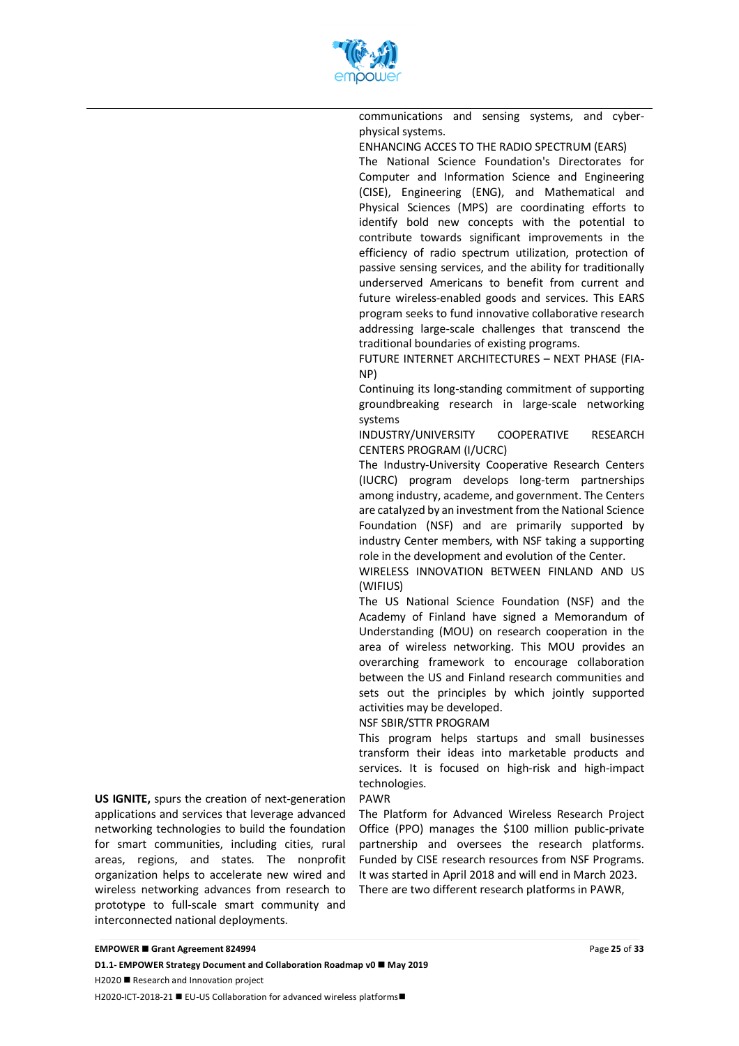communications and sensing systems, and cyber-physical systems.

ENHANCING ACCES TO THE RADIO SPECTRUM (EARS)

The National Science Foundation's Directorates for Computer and Information Science and Engineering (CISE), Engineering (ENG), and Mathematical and Physical Sciences (MPS) are coordinating efforts to identify bold new concepts with the potential to contribute towards significant improvements in the efficiency of radio spectrum utilization, protection of passive sensing services, and the ability for traditionally underserved Americans to benefit from current and future wireless-enabled goods and services. This EARS program seeks to fund innovative collaborative research addressing large-scale challenges that transcend the traditional boundaries of existing programs.

FUTURE INTERNET ARCHITECTURES – NEXT PHASE (FIA-NP)

Continuing its long-standing commitment of supporting groundbreaking research in large-scale networking systems

INDUSTRY/UNIVERSITY COOPERATIVE RESEARCH CENTERS PROGRAM (I/UCRC)

The Industry-University Cooperative Research Centers (IUCRC) program develops long-term partnerships among industry, academe, and government. The Centers are catalyzed by an investment from the National Science Foundation (NSF) and are primarily supported by industry Center members, with NSF taking a supporting role in the development and evolution of the Center.

WIRELESS INNOVATION BETWEEN FINLAND AND US (WIFIUS)

The US National Science Foundation (NSF) and the Academy of Finland have signed a Memorandum of Understanding (MOU) on research cooperation in the area of wireless networking. This MOU provides an overarching framework to encourage collaboration between the US and Finland research communities and sets out the principles by which jointly supported activities may be developed.

NSF SBIR/STTR PROGRAM

This program helps startups and small businesses transform their ideas into marketable products and services. It is focused on high-risk and high-impact technologies.

PAWR

The Platform for Advanced Wireless Research Project Office (PPO) manages the $100 million public-private partnership and oversees the research platforms. Funded by CISE research resources from NSF Programs. It was started in April 2018 and will end in March 2023. There are two different research platforms in PAWR,

**US IGNITE,** spurs the creation of next-generation applications and services that leverage advanced networking technologies to build the foundation for smart communities, including cities, rural areas, regions, and states. The nonprofit organization helps to accelerate new wired and wireless networking advances from research to prototype to full-scale smart community and interconnected national deployments.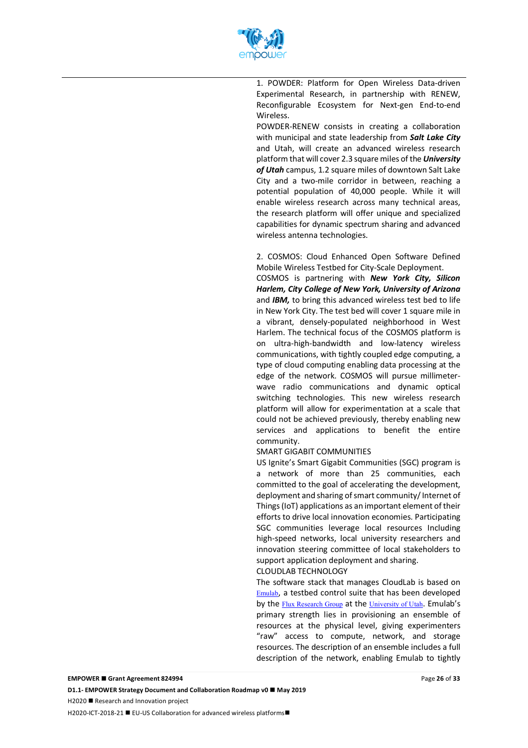1. POWDER: Platform for Open Wireless Data-driven Experimental Research, in partnership with RENEW, Reconfigurable Ecosystem for Next-gen End-to-end Wireless.

POWDER-RENEW consists in creating a collaboration with municipal and state leadership from ***Salt Lake City*** and Utah, will create an advanced wireless research platform that will cover 2.3 square miles of the ***University of Utah*** campus, 1.2 square miles of downtown Salt Lake City and a two-mile corridor in between, reaching a potential population of 40,000 people. While it will enable wireless research across many technical areas, the research platform will offer unique and specialized capabilities for dynamic spectrum sharing and advanced wireless antenna technologies.

2. COSMOS: Cloud Enhanced Open Software Defined Mobile Wireless Testbed for City-Scale Deployment.

COSMOS is partnering with ***New York City, Silicon Harlem, City College of New York, University of Arizona*** and ***IBM,*** to bring this advanced wireless test bed to life in New York City. The test bed will cover 1 square mile in a vibrant, densely-populated neighborhood in West Harlem. The technical focus of the COSMOS platform is on ultra-high-bandwidth and low-latency wireless communications, with tightly coupled edge computing, a type of cloud computing enabling data processing at the edge of the network. COSMOS will pursue millimeter-wave radio communications and dynamic optical switching technologies. This new wireless research platform will allow for experimentation at a scale that could not be achieved previously, thereby enabling new services and applications to benefit the entire community.

SMART GIGABIT COMMUNITIES

US Ignite's Smart Gigabit Communities (SGC) program is a network of more than 25 communities, each committed to the goal of accelerating the development, deployment and sharing of smart community/ Internet of Things (IoT) applications as an important element of their efforts to drive local innovation economies. Participating SGC communities leverage local resources Including high-speed networks, local university researchers and innovation steering committee of local stakeholders to support application deployment and sharing.

CLOUDLAB TECHNOLOGY

The software stack that manages CloudLab is based on Emulab, a testbed control suite that has been developed by the Flux Research Group at the University of Utah. Emulab's primary strength lies in provisioning an ensemble of resources at the physical level, giving experimenters "raw" access to compute, network, and storage resources. The description of an ensemble includes a full description of the network, enabling Emulab to tightly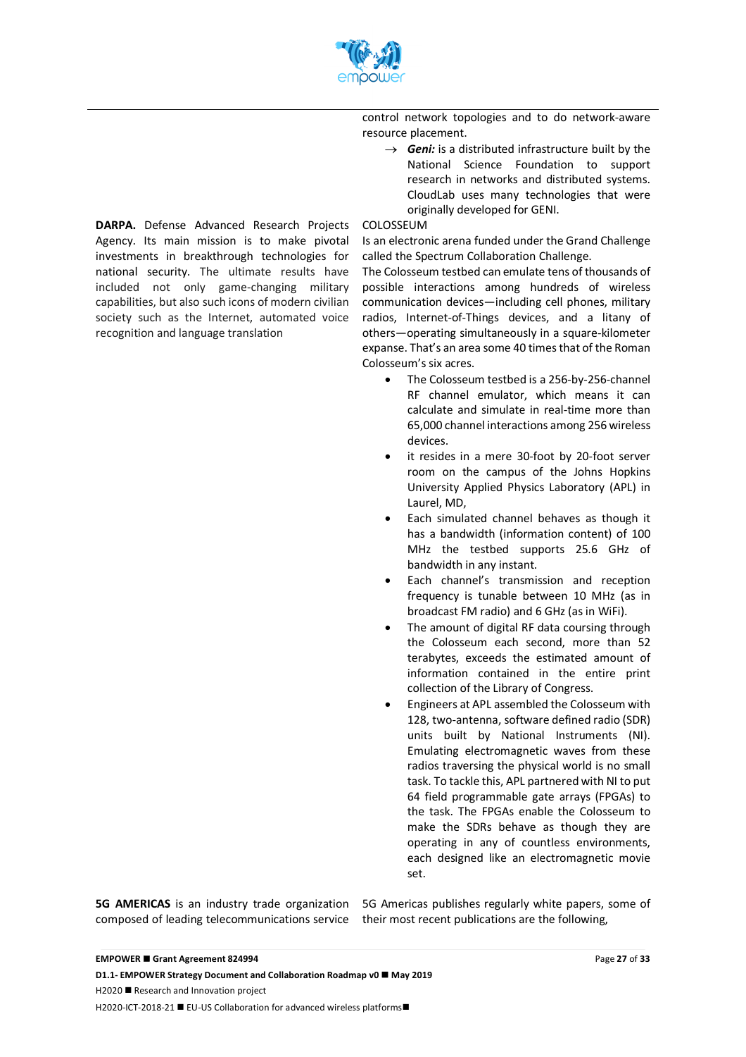control network topologies and to do network-aware resource placement.

→ ***Geni:*** is a distributed infrastructure built by the National Science Foundation to support research in networks and distributed systems. CloudLab uses many technologies that were originally developed for GENI.

**DARPA.** Defense Advanced Research Projects Agency. Its main mission is to make pivotal investments in breakthrough technologies for national security. The ultimate results have included not only game-changing military capabilities, but also such icons of modern civilian society such as the Internet, automated voice recognition and language translation

COLOSSEUM

Is an electronic arena funded under the Grand Challenge called the Spectrum Collaboration Challenge.

The Colosseum testbed can emulate tens of thousands of possible interactions among hundreds of wireless communication devices—including cell phones, military radios, Internet-of-Things devices, and a litany of others—operating simultaneously in a square-kilometer expanse. That's an area some 40 times that of the Roman Colosseum's six acres.

- The Colosseum testbed is a 256-by-256-channel RF channel emulator, which means it can calculate and simulate in real-time more than 65,000 channel interactions among 256 wireless devices.
- it resides in a mere 30-foot by 20-foot server room on the campus of the Johns Hopkins University Applied Physics Laboratory (APL) in Laurel, MD,
- Each simulated channel behaves as though it has a bandwidth (information content) of 100 MHz the testbed supports 25.6 GHz of bandwidth in any instant.
- Each channel's transmission and reception frequency is tunable between 10 MHz (as in broadcast FM radio) and 6 GHz (as in WiFi).
- The amount of digital RF data coursing through the Colosseum each second, more than 52 terabytes, exceeds the estimated amount of information contained in the entire print collection of the Library of Congress.
- Engineers at APL assembled the Colosseum with 128, two-antenna, software defined radio (SDR) units built by National Instruments (NI). Emulating electromagnetic waves from these radios traversing the physical world is no small task. To tackle this, APL partnered with NI to put 64 field programmable gate arrays (FPGAs) to the task. The FPGAs enable the Colosseum to make the SDRs behave as though they are operating in any of countless environments, each designed like an electromagnetic movie set.

**5G AMERICAS** is an industry trade organization composed of leading telecommunications service

5G Americas publishes regularly white papers, some of their most recent publications are the following,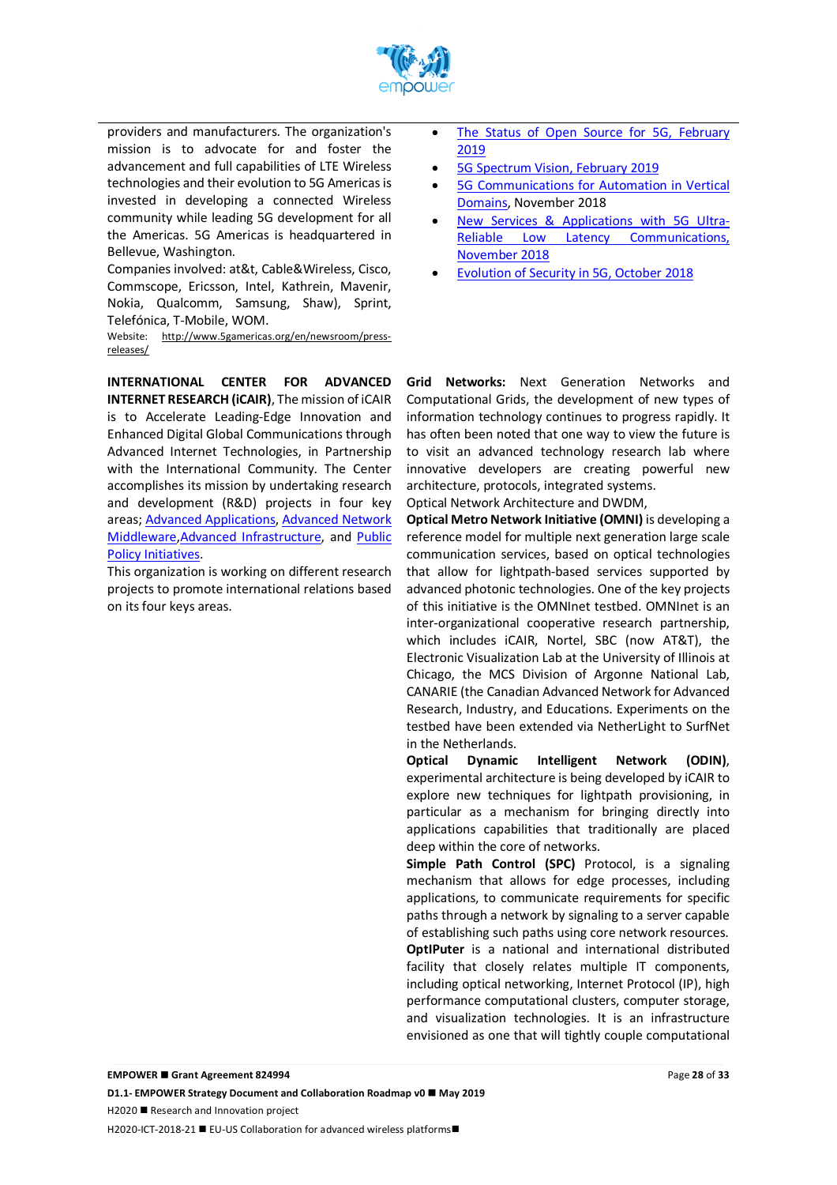providers and manufacturers. The organization's mission is to advocate for and foster the advancement and full capabilities of LTE Wireless technologies and their evolution to 5G Americas is invested in developing a connected Wireless community while leading 5G development for all the Americas. 5G Americas is headquartered in Bellevue, Washington.

Companies involved: at&t, Cable&Wireless, Cisco, Commscope, Ericsson, Intel, Kathrein, Mavenir, Nokia, Qualcomm, Samsung, Shaw), Sprint, Telefónica, T-Mobile, WOM.

Website: http://www.5gamericas.org/en/newsroom/press-releases/

- The Status of Open Source for 5G, February 2019
- 5G Spectrum Vision, February 2019
- 5G Communications for Automation in Vertical Domains, November 2018
- New Services & Applications with 5G Ultra-Reliable Low Latency Communications, November 2018
- Evolution of Security in 5G, October 2018

**INTERNATIONAL CENTER FOR ADVANCED INTERNET RESEARCH (iCAIR)**, The mission of iCAIR is to Accelerate Leading-Edge Innovation and Enhanced Digital Global Communications through Advanced Internet Technologies, in Partnership with the International Community. The Center accomplishes its mission by undertaking research and development (R&D) projects in four key areas; Advanced Applications, Advanced Network Middleware, Advanced Infrastructure, and Public Policy Initiatives.

This organization is working on different research projects to promote international relations based on its four keys areas.

**Grid Networks:** Next Generation Networks and Computational Grids, the development of new types of information technology continues to progress rapidly. It has often been noted that one way to view the future is to visit an advanced technology research lab where innovative developers are creating powerful new architecture, protocols, integrated systems.

Optical Network Architecture and DWDM,

**Optical Metro Network Initiative (OMNI)** is developing a reference model for multiple next generation large scale communication services, based on optical technologies that allow for lightpath-based services supported by advanced photonic technologies. One of the key projects of this initiative is the OMNInet testbed. OMNInet is an inter-organizational cooperative research partnership, which includes iCAIR, Nortel, SBC (now AT&T), the Electronic Visualization Lab at the University of Illinois at Chicago, the MCS Division of Argonne National Lab, CANARIE (the Canadian Advanced Network for Advanced Research, Industry, and Educations. Experiments on the testbed have been extended via NetherLight to SurfNet in the Netherlands.

**Optical Dynamic Intelligent Network (ODIN)**, experimental architecture is being developed by iCAIR to explore new techniques for lightpath provisioning, in particular as a mechanism for bringing directly into applications capabilities that traditionally are placed deep within the core of networks.

**Simple Path Control (SPC)** Protocol, is a signaling mechanism that allows for edge processes, including applications, to communicate requirements for specific paths through a network by signaling to a server capable of establishing such paths using core network resources.

**OptIPuter** is a national and international distributed facility that closely relates multiple IT components, including optical networking, Internet Protocol (IP), high performance computational clusters, computer storage, and visualization technologies. It is an infrastructure envisioned as one that will tightly couple computational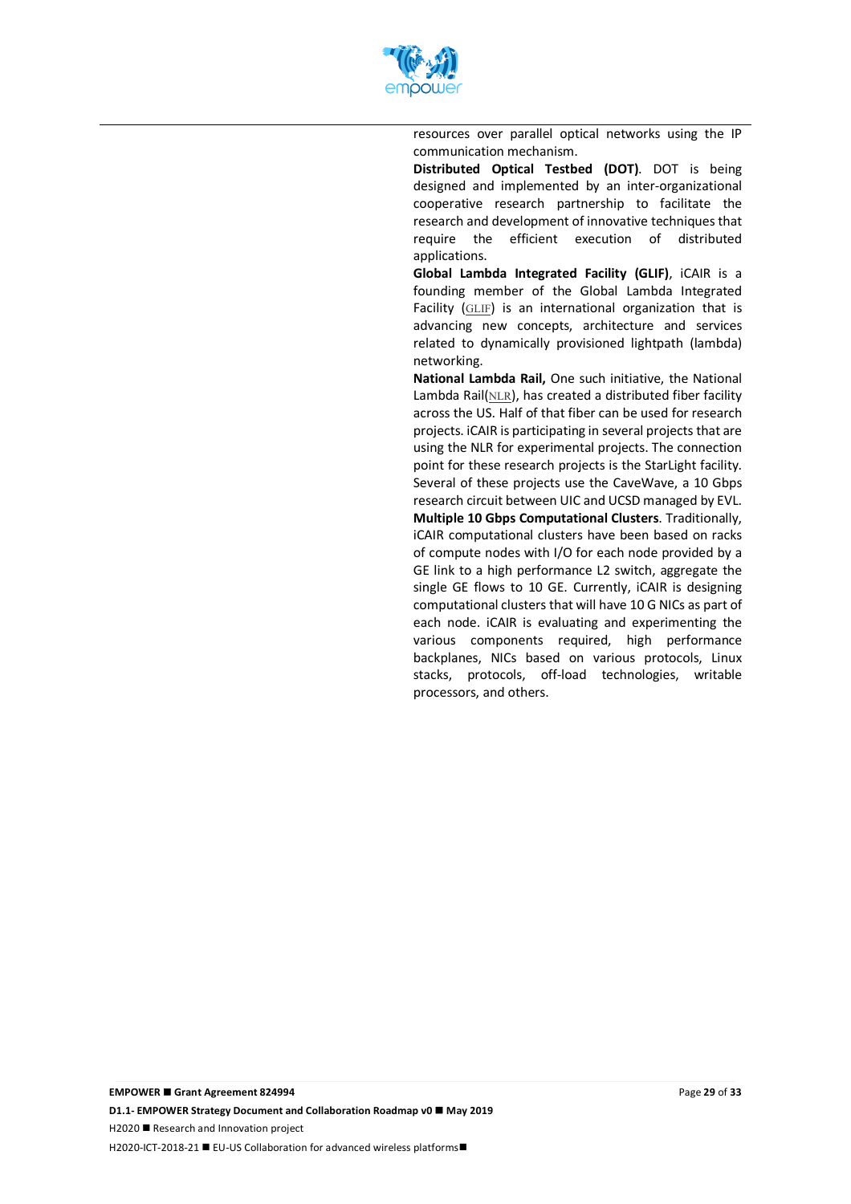resources over parallel optical networks using the IP communication mechanism.

**Distributed Optical Testbed (DOT)**. DOT is being designed and implemented by an inter-organizational cooperative research partnership to facilitate the research and development of innovative techniques that require the efficient execution of distributed applications.

**Global Lambda Integrated Facility (GLIF)**, iCAIR is a founding member of the Global Lambda Integrated Facility (GLIF) is an international organization that is advancing new concepts, architecture and services related to dynamically provisioned lightpath (lambda) networking.

**National Lambda Rail,** One such initiative, the National Lambda Rail(NLR), has created a distributed fiber facility across the US. Half of that fiber can be used for research projects. iCAIR is participating in several projects that are using the NLR for experimental projects. The connection point for these research projects is the StarLight facility. Several of these projects use the CaveWave, a 10 Gbps research circuit between UIC and UCSD managed by EVL.

**Multiple 10 Gbps Computational Clusters**. Traditionally, iCAIR computational clusters have been based on racks of compute nodes with I/O for each node provided by a GE link to a high performance L2 switch, aggregate the single GE flows to 10 GE. Currently, iCAIR is designing computational clusters that will have 10 G NICs as part of each node. iCAIR is evaluating and experimenting the various components required, high performance backplanes, NICs based on various protocols, Linux stacks, protocols, off-load technologies, writable processors, and others.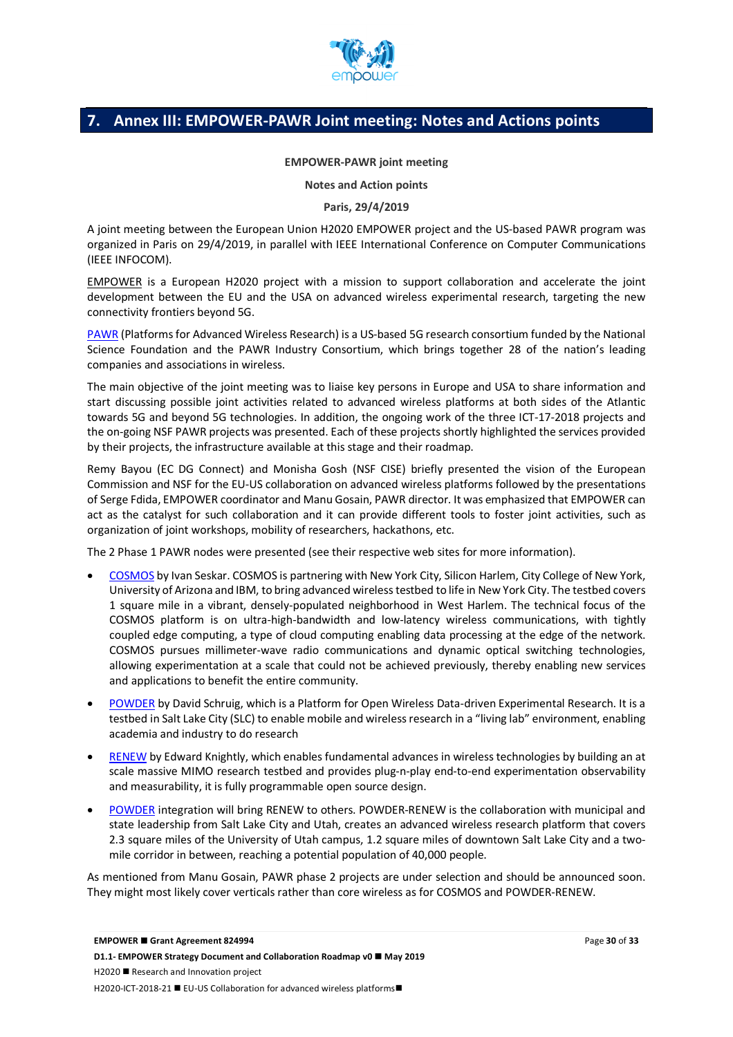# 7. Annex III: EMPOWER-PAWR Joint meeting: Notes and Actions points

**EMPOWER-PAWR joint meeting**

**Notes and Action points**

**Paris, 29/4/2019**

A joint meeting between the European Union H2020 EMPOWER project and the US-based PAWR program was organized in Paris on 29/4/2019, in parallel with IEEE International Conference on Computer Communications (IEEE INFOCOM).

EMPOWER is a European H2020 project with a mission to support collaboration and accelerate the joint development between the EU and the USA on advanced wireless experimental research, targeting the new connectivity frontiers beyond 5G.

PAWR (Platforms for Advanced Wireless Research) is a US-based 5G research consortium funded by the National Science Foundation and the PAWR Industry Consortium, which brings together 28 of the nation's leading companies and associations in wireless.

The main objective of the joint meeting was to liaise key persons in Europe and USA to share information and start discussing possible joint activities related to advanced wireless platforms at both sides of the Atlantic towards 5G and beyond 5G technologies. In addition, the ongoing work of the three ICT-17-2018 projects and the on-going NSF PAWR projects was presented. Each of these projects shortly highlighted the services provided by their projects, the infrastructure available at this stage and their roadmap.

Remy Bayou (EC DG Connect) and Monisha Gosh (NSF CISE) briefly presented the vision of the European Commission and NSF for the EU-US collaboration on advanced wireless platforms followed by the presentations of Serge Fdida, EMPOWER coordinator and Manu Gosain, PAWR director. It was emphasized that EMPOWER can act as the catalyst for such collaboration and it can provide different tools to foster joint activities, such as organization of joint workshops, mobility of researchers, hackathons, etc.

The 2 Phase 1 PAWR nodes were presented (see their respective web sites for more information).

- COSMOS by Ivan Seskar. COSMOS is partnering with New York City, Silicon Harlem, City College of New York, University of Arizona and IBM, to bring advanced wireless testbed to life in New York City. The testbed covers 1 square mile in a vibrant, densely-populated neighborhood in West Harlem. The technical focus of the COSMOS platform is on ultra-high-bandwidth and low-latency wireless communications, with tightly coupled edge computing, a type of cloud computing enabling data processing at the edge of the network. COSMOS pursues millimeter-wave radio communications and dynamic optical switching technologies, allowing experimentation at a scale that could not be achieved previously, thereby enabling new services and applications to benefit the entire community.
- POWDER by David Schruig, which is a Platform for Open Wireless Data-driven Experimental Research. It is a testbed in Salt Lake City (SLC) to enable mobile and wireless research in a "living lab" environment, enabling academia and industry to do research
- RENEW by Edward Knightly, which enables fundamental advances in wireless technologies by building an at scale massive MIMO research testbed and provides plug-n-play end-to-end experimentation observability and measurability, it is fully programmable open source design.
- POWDER integration will bring RENEW to others. POWDER-RENEW is the collaboration with municipal and state leadership from Salt Lake City and Utah, creates an advanced wireless research platform that covers 2.3 square miles of the University of Utah campus, 1.2 square miles of downtown Salt Lake City and a two-mile corridor in between, reaching a potential population of 40,000 people.

As mentioned from Manu Gosain, PAWR phase 2 projects are under selection and should be announced soon. They might most likely cover verticals rather than core wireless as for COSMOS and POWDER-RENEW.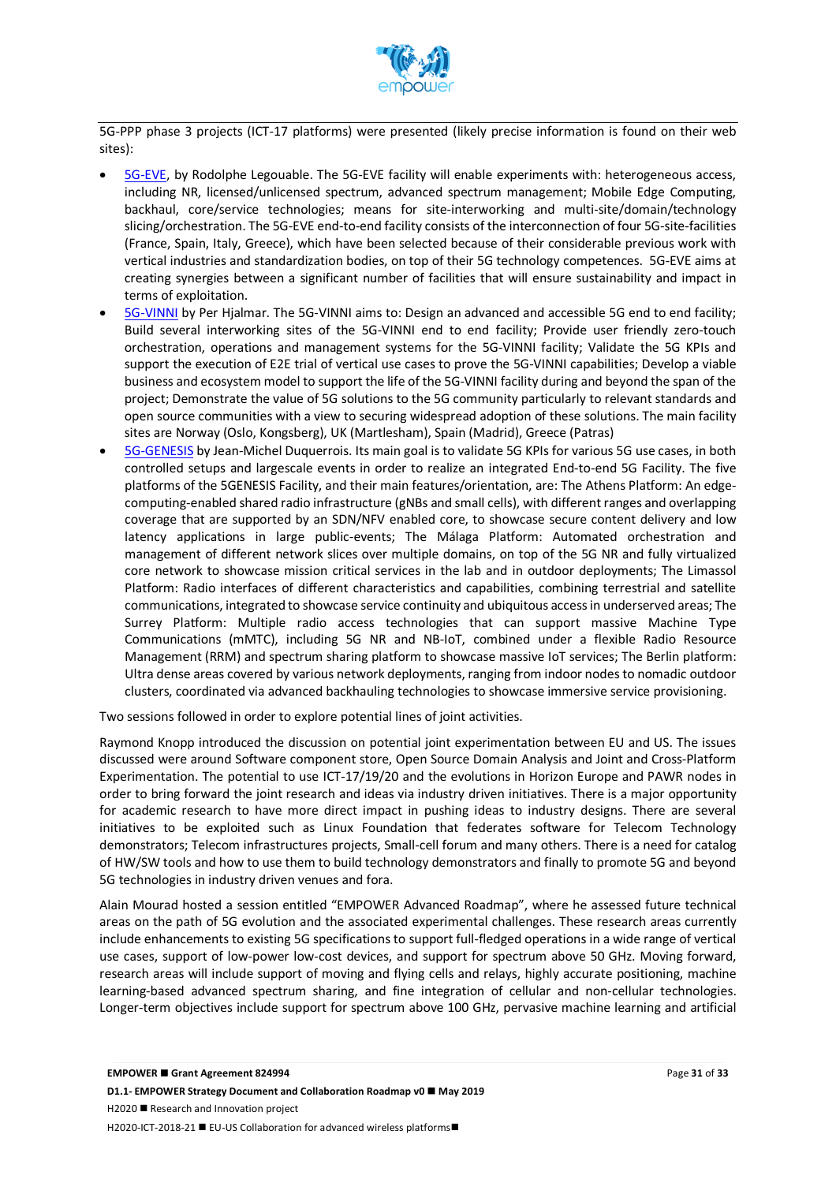5G-PPP phase 3 projects (ICT-17 platforms) were presented (likely precise information is found on their web sites):

- 5G-EVE, by Rodolphe Legouable. The 5G-EVE facility will enable experiments with: heterogeneous access, including NR, licensed/unlicensed spectrum, advanced spectrum management; Mobile Edge Computing, backhaul, core/service technologies; means for site-interworking and multi-site/domain/technology slicing/orchestration. The 5G-EVE end-to-end facility consists of the interconnection of four 5G-site-facilities (France, Spain, Italy, Greece), which have been selected because of their considerable previous work with vertical industries and standardization bodies, on top of their 5G technology competences. 5G-EVE aims at creating synergies between a significant number of facilities that will ensure sustainability and impact in terms of exploitation.
- 5G-VINNI by Per Hjalmar. The 5G-VINNI aims to: Design an advanced and accessible 5G end to end facility; Build several interworking sites of the 5G-VINNI end to end facility; Provide user friendly zero-touch orchestration, operations and management systems for the 5G-VINNI facility; Validate the 5G KPIs and support the execution of E2E trial of vertical use cases to prove the 5G-VINNI capabilities; Develop a viable business and ecosystem model to support the life of the 5G-VINNI facility during and beyond the span of the project; Demonstrate the value of 5G solutions to the 5G community particularly to relevant standards and open source communities with a view to securing widespread adoption of these solutions. The main facility sites are Norway (Oslo, Kongsberg), UK (Martlesham), Spain (Madrid), Greece (Patras)
- 5G-GENESIS by Jean-Michel Duquerrois. Its main goal is to validate 5G KPIs for various 5G use cases, in both controlled setups and largescale events in order to realize an integrated End-to-end 5G Facility. The five platforms of the 5GENESIS Facility, and their main features/orientation, are: The Athens Platform: An edge-computing-enabled shared radio infrastructure (gNBs and small cells), with different ranges and overlapping coverage that are supported by an SDN/NFV enabled core, to showcase secure content delivery and low latency applications in large public-events; The Málaga Platform: Automated orchestration and management of different network slices over multiple domains, on top of the 5G NR and fully virtualized core network to showcase mission critical services in the lab and in outdoor deployments; The Limassol Platform: Radio interfaces of different characteristics and capabilities, combining terrestrial and satellite communications, integrated to showcase service continuity and ubiquitous access in underserved areas; The Surrey Platform: Multiple radio access technologies that can support massive Machine Type Communications (mMTC), including 5G NR and NB-IoT, combined under a flexible Radio Resource Management (RRM) and spectrum sharing platform to showcase massive IoT services; The Berlin platform: Ultra dense areas covered by various network deployments, ranging from indoor nodes to nomadic outdoor clusters, coordinated via advanced backhauling technologies to showcase immersive service provisioning.

Two sessions followed in order to explore potential lines of joint activities.

Raymond Knopp introduced the discussion on potential joint experimentation between EU and US. The issues discussed were around Software component store, Open Source Domain Analysis and Joint and Cross-Platform Experimentation. The potential to use ICT-17/19/20 and the evolutions in Horizon Europe and PAWR nodes in order to bring forward the joint research and ideas via industry driven initiatives. There is a major opportunity for academic research to have more direct impact in pushing ideas to industry designs. There are several initiatives to be exploited such as Linux Foundation that federates software for Telecom Technology demonstrators; Telecom infrastructures projects, Small-cell forum and many others. There is a need for catalog of HW/SW tools and how to use them to build technology demonstrators and finally to promote 5G and beyond 5G technologies in industry driven venues and fora.

Alain Mourad hosted a session entitled "EMPOWER Advanced Roadmap", where he assessed future technical areas on the path of 5G evolution and the associated experimental challenges. These research areas currently include enhancements to existing 5G specifications to support full-fledged operations in a wide range of vertical use cases, support of low-power low-cost devices, and support for spectrum above 50 GHz. Moving forward, research areas will include support of moving and flying cells and relays, highly accurate positioning, machine learning-based advanced spectrum sharing, and fine integration of cellular and non-cellular technologies. Longer-term objectives include support for spectrum above 100 GHz, pervasive machine learning and artificial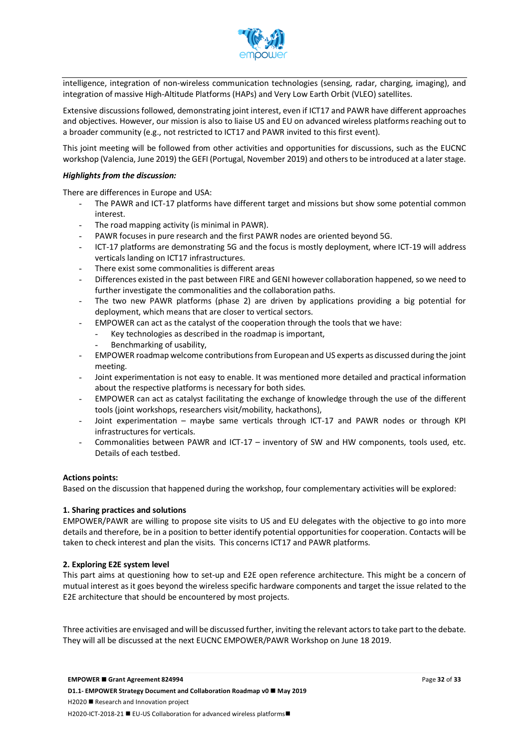intelligence, integration of non-wireless communication technologies (sensing, radar, charging, imaging), and integration of massive High-Altitude Platforms (HAPs) and Very Low Earth Orbit (VLEO) satellites.

Extensive discussions followed, demonstrating joint interest, even if ICT17 and PAWR have different approaches and objectives. However, our mission is also to liaise US and EU on advanced wireless platforms reaching out to a broader community (e.g., not restricted to ICT17 and PAWR invited to this first event).

This joint meeting will be followed from other activities and opportunities for discussions, such as the EUCNC workshop (Valencia, June 2019) the GEFI (Portugal, November 2019) and others to be introduced at a later stage.

***Highlights from the discussion:***

There are differences in Europe and USA:

- The PAWR and ICT-17 platforms have different target and missions but show some potential common interest.
- The road mapping activity (is minimal in PAWR).
- PAWR focuses in pure research and the first PAWR nodes are oriented beyond 5G.
- ICT-17 platforms are demonstrating 5G and the focus is mostly deployment, where ICT-19 will address verticals landing on ICT17 infrastructures.
- There exist some commonalities is different areas
- Differences existed in the past between FIRE and GENI however collaboration happened, so we need to further investigate the commonalities and the collaboration paths.
- The two new PAWR platforms (phase 2) are driven by applications providing a big potential for deployment, which means that are closer to vertical sectors.
- EMPOWER can act as the catalyst of the cooperation through the tools that we have:
  - Key technologies as described in the roadmap is important,
  - Benchmarking of usability,
- EMPOWER roadmap welcome contributions from European and US experts as discussed during the joint meeting.
- Joint experimentation is not easy to enable. It was mentioned more detailed and practical information about the respective platforms is necessary for both sides.
- EMPOWER can act as catalyst facilitating the exchange of knowledge through the use of the different tools (joint workshops, researchers visit/mobility, hackathons),
- Joint experimentation – maybe same verticals through ICT-17 and PAWR nodes or through KPI infrastructures for verticals.
- Commonalities between PAWR and ICT-17 – inventory of SW and HW components, tools used, etc. Details of each testbed.

**Actions points:**

Based on the discussion that happened during the workshop, four complementary activities will be explored:

**1. Sharing practices and solutions**

EMPOWER/PAWR are willing to propose site visits to US and EU delegates with the objective to go into more details and therefore, be in a position to better identify potential opportunities for cooperation. Contacts will be taken to check interest and plan the visits. This concerns ICT17 and PAWR platforms.

**2. Exploring E2E system level**

This part aims at questioning how to set-up and E2E open reference architecture. This might be a concern of mutual interest as it goes beyond the wireless specific hardware components and target the issue related to the E2E architecture that should be encountered by most projects.

Three activities are envisaged and will be discussed further, inviting the relevant actors to take part to the debate. They will all be discussed at the next EUCNC EMPOWER/PAWR Workshop on June 18 2019.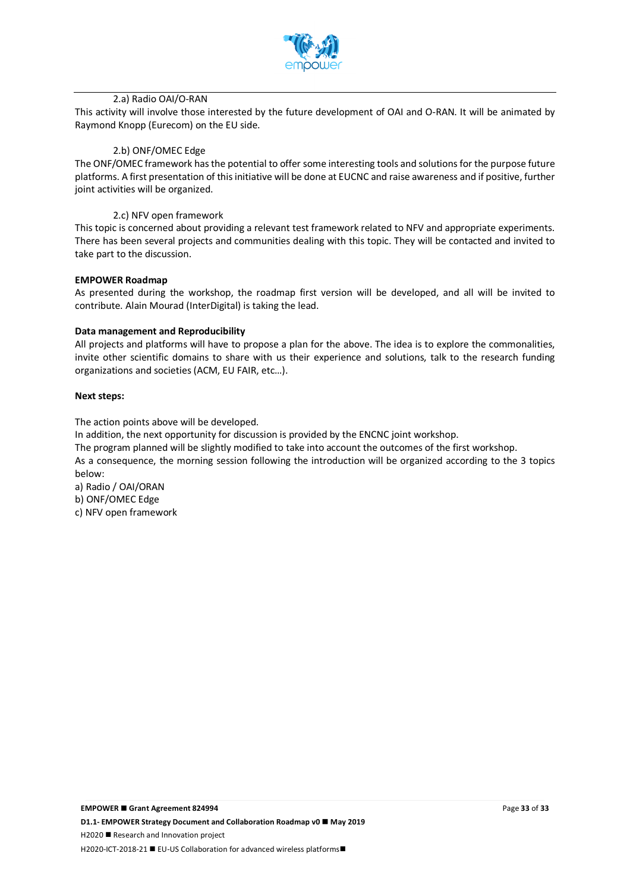2.a) Radio OAI/O-RAN

This activity will involve those interested by the future development of OAI and O-RAN. It will be animated by Raymond Knopp (Eurecom) on the EU side.

2.b) ONF/OMEC Edge

The ONF/OMEC framework has the potential to offer some interesting tools and solutions for the purpose future platforms. A first presentation of this initiative will be done at EUCNC and raise awareness and if positive, further joint activities will be organized.

2.c) NFV open framework

This topic is concerned about providing a relevant test framework related to NFV and appropriate experiments. There has been several projects and communities dealing with this topic. They will be contacted and invited to take part to the discussion.

**EMPOWER Roadmap**

As presented during the workshop, the roadmap first version will be developed, and all will be invited to contribute. Alain Mourad (InterDigital) is taking the lead.

**Data management and Reproducibility**

All projects and platforms will have to propose a plan for the above. The idea is to explore the commonalities, invite other scientific domains to share with us their experience and solutions, talk to the research funding organizations and societies (ACM, EU FAIR, etc…).

**Next steps:**

The action points above will be developed.

In addition, the next opportunity for discussion is provided by the ENCNC joint workshop.

The program planned will be slightly modified to take into account the outcomes of the first workshop.

As a consequence, the morning session following the introduction will be organized according to the 3 topics below:

a) Radio / OAI/ORAN

b) ONF/OMEC Edge

c) NFV open framework